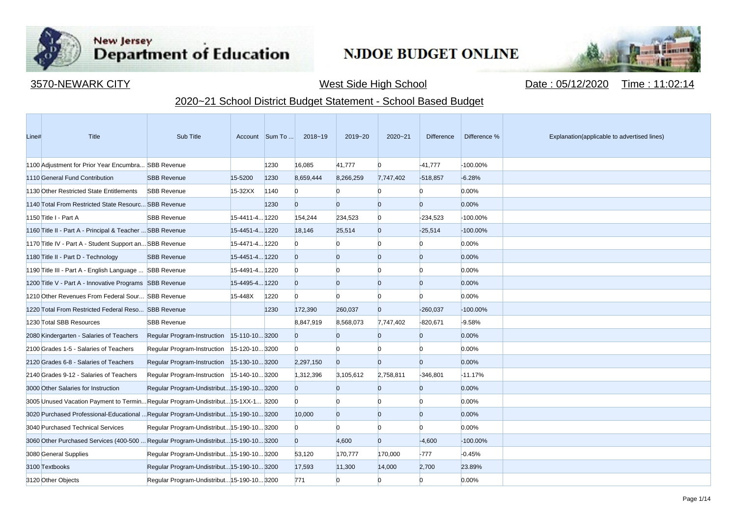New Jersey Department of Education

# NJDOE BUDGET ONLINE

3570-NEWARK CITY | West Side High School | Date : 05/12/2020 | Time : 11:02:14

## 2020~21 School District Budget Statement - School Based Budget

| Line# | Title | Sub Title | Account | Sum To ... | 2018~19 | 2019~20 | 2020~21 | Difference | Difference % | Explanation(applicable to advertised lines) |
|---|---|---|---|---|---|---|---|---|---|---|
| 1100 | Adjustment for Prior Year Encumbra... | SBB Revenue | | 1230 | 16,085 | 41,777 | 0 | -41,777 | -100.00% | |
| 1110 | General Fund Contribution | SBB Revenue | 15-5200 | 1230 | 8,659,444 | 8,266,259 | 7,747,402 | -518,857 | -6.28% | |
| 1130 | Other Restricted State Entitlements | SBB Revenue | 15-32XX | 1140 | 0 | 0 | 0 | 0 | 0.00% | |
| 1140 | Total From Restricted State Resourc... | SBB Revenue | | 1230 | 0 | 0 | 0 | 0 | 0.00% | |
| 1150 | Title I - Part A | SBB Revenue | 15-4411-4... | 1220 | 154,244 | 234,523 | 0 | -234,523 | -100.00% | |
| 1160 | Title II - Part A - Principal & Teacher ... | SBB Revenue | 15-4451-4... | 1220 | 18,146 | 25,514 | 0 | -25,514 | -100.00% | |
| 1170 | Title IV - Part A - Student Support an... | SBB Revenue | 15-4471-4... | 1220 | 0 | 0 | 0 | 0 | 0.00% | |
| 1180 | Title II - Part D - Technology | SBB Revenue | 15-4451-4... | 1220 | 0 | 0 | 0 | 0 | 0.00% | |
| 1190 | Title III - Part A - English Language ... | SBB Revenue | 15-4491-4... | 1220 | 0 | 0 | 0 | 0 | 0.00% | |
| 1200 | Title V - Part A - Innovative Programs | SBB Revenue | 15-4495-4... | 1220 | 0 | 0 | 0 | 0 | 0.00% | |
| 1210 | Other Revenues From Federal Sour... | SBB Revenue | 15-448X | 1220 | 0 | 0 | 0 | 0 | 0.00% | |
| 1220 | Total From Restricted Federal Reso... | SBB Revenue | | 1230 | 172,390 | 260,037 | 0 | -260,037 | -100.00% | |
| 1230 | Total SBB Resources | SBB Revenue | | | 8,847,919 | 8,568,073 | 7,747,402 | -820,671 | -9.58% | |
| 2080 | Kindergarten - Salaries of Teachers | Regular Program-Instruction | 15-110-10... | 3200 | 0 | 0 | 0 | 0 | 0.00% | |
| 2100 | Grades 1-5 - Salaries of Teachers | Regular Program-Instruction | 15-120-10... | 3200 | 0 | 0 | 0 | 0 | 0.00% | |
| 2120 | Grades 6-8 - Salaries of Teachers | Regular Program-Instruction | 15-130-10... | 3200 | 2,297,150 | 0 | 0 | 0 | 0.00% | |
| 2140 | Grades 9-12 - Salaries of Teachers | Regular Program-Instruction | 15-140-10... | 3200 | 1,312,396 | 3,105,612 | 2,758,811 | -346,801 | -11.17% | |
| 3000 | Other Salaries for Instruction | Regular Program-Undistribut... | 15-190-10... | 3200 | 0 | 0 | 0 | 0 | 0.00% | |
| 3005 | Unused Vacation Payment to Termin... | Regular Program-Undistribut... | 15-1XX-1... | 3200 | 0 | 0 | 0 | 0 | 0.00% | |
| 3020 | Purchased Professional-Educational ... | Regular Program-Undistribut... | 15-190-10... | 3200 | 10,000 | 0 | 0 | 0 | 0.00% | |
| 3040 | Purchased Technical Services | Regular Program-Undistribut... | 15-190-10... | 3200 | 0 | 0 | 0 | 0 | 0.00% | |
| 3060 | Other Purchased Services (400-500 ... | Regular Program-Undistribut... | 15-190-10... | 3200 | 0 | 4,600 | 0 | -4,600 | -100.00% | |
| 3080 | General Supplies | Regular Program-Undistribut... | 15-190-10... | 3200 | 53,120 | 170,777 | 170,000 | -777 | -0.45% | |
| 3100 | Textbooks | Regular Program-Undistribut... | 15-190-10... | 3200 | 17,593 | 11,300 | 14,000 | 2,700 | 23.89% | |
| 3120 | Other Objects | Regular Program-Undistribut... | 15-190-10... | 3200 | 771 | 0 | 0 | 0 | 0.00% | |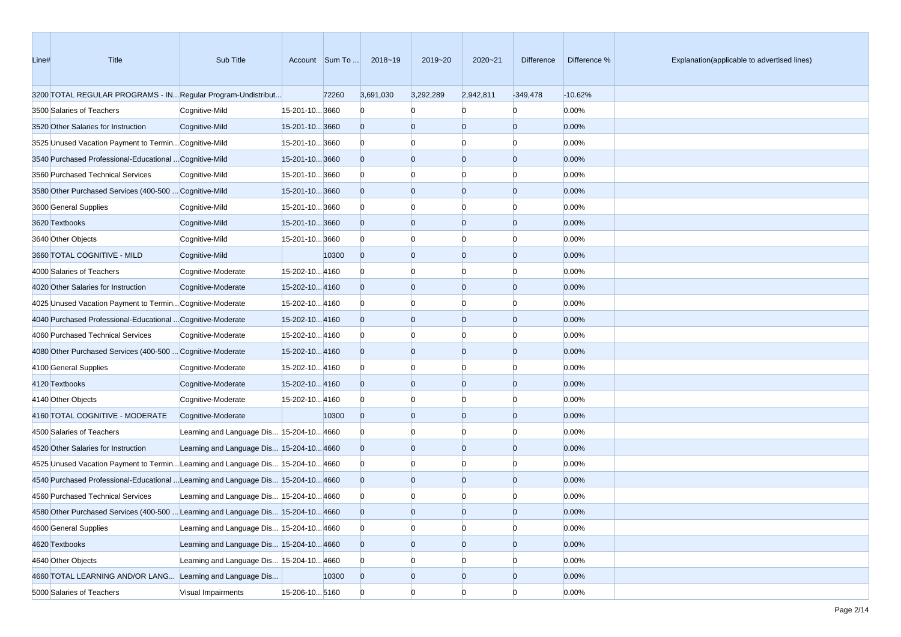| Line# | Title | Sub Title | Account | Sum To ... | 2018~19 | 2019~20 | 2020~21 | Difference | Difference % | Explanation(applicable to advertised lines) |
|---|---|---|---|---|---|---|---|---|---|---|
| 3200 | TOTAL REGULAR PROGRAMS - IN... | Regular Program-Undistribut... | | 72260 | 3,691,030 | 3,292,289 | 2,942,811 | -349,478 | -10.62% | |
| 3500 | Salaries of Teachers | Cognitive-Mild | 15-201-10... | 3660 | 0 | 0 | 0 | 0 | 0.00% | |
| 3520 | Other Salaries for Instruction | Cognitive-Mild | 15-201-10... | 3660 | 0 | 0 | 0 | 0 | 0.00% | |
| 3525 | Unused Vacation Payment to Termin... | Cognitive-Mild | 15-201-10... | 3660 | 0 | 0 | 0 | 0 | 0.00% | |
| 3540 | Purchased Professional-Educational ... | Cognitive-Mild | 15-201-10... | 3660 | 0 | 0 | 0 | 0 | 0.00% | |
| 3560 | Purchased Technical Services | Cognitive-Mild | 15-201-10... | 3660 | 0 | 0 | 0 | 0 | 0.00% | |
| 3580 | Other Purchased Services (400-500 ... | Cognitive-Mild | 15-201-10... | 3660 | 0 | 0 | 0 | 0 | 0.00% | |
| 3600 | General Supplies | Cognitive-Mild | 15-201-10... | 3660 | 0 | 0 | 0 | 0 | 0.00% | |
| 3620 | Textbooks | Cognitive-Mild | 15-201-10... | 3660 | 0 | 0 | 0 | 0 | 0.00% | |
| 3640 | Other Objects | Cognitive-Mild | 15-201-10... | 3660 | 0 | 0 | 0 | 0 | 0.00% | |
| 3660 | TOTAL COGNITIVE - MILD | Cognitive-Mild | | 10300 | 0 | 0 | 0 | 0 | 0.00% | |
| 4000 | Salaries of Teachers | Cognitive-Moderate | 15-202-10... | 4160 | 0 | 0 | 0 | 0 | 0.00% | |
| 4020 | Other Salaries for Instruction | Cognitive-Moderate | 15-202-10... | 4160 | 0 | 0 | 0 | 0 | 0.00% | |
| 4025 | Unused Vacation Payment to Termin... | Cognitive-Moderate | 15-202-10... | 4160 | 0 | 0 | 0 | 0 | 0.00% | |
| 4040 | Purchased Professional-Educational ... | Cognitive-Moderate | 15-202-10... | 4160 | 0 | 0 | 0 | 0 | 0.00% | |
| 4060 | Purchased Technical Services | Cognitive-Moderate | 15-202-10... | 4160 | 0 | 0 | 0 | 0 | 0.00% | |
| 4080 | Other Purchased Services (400-500 ... | Cognitive-Moderate | 15-202-10... | 4160 | 0 | 0 | 0 | 0 | 0.00% | |
| 4100 | General Supplies | Cognitive-Moderate | 15-202-10... | 4160 | 0 | 0 | 0 | 0 | 0.00% | |
| 4120 | Textbooks | Cognitive-Moderate | 15-202-10... | 4160 | 0 | 0 | 0 | 0 | 0.00% | |
| 4140 | Other Objects | Cognitive-Moderate | 15-202-10... | 4160 | 0 | 0 | 0 | 0 | 0.00% | |
| 4160 | TOTAL COGNITIVE - MODERATE | Cognitive-Moderate | | 10300 | 0 | 0 | 0 | 0 | 0.00% | |
| 4500 | Salaries of Teachers | Learning and Language Dis... | 15-204-10... | 4660 | 0 | 0 | 0 | 0 | 0.00% | |
| 4520 | Other Salaries for Instruction | Learning and Language Dis... | 15-204-10... | 4660 | 0 | 0 | 0 | 0 | 0.00% | |
| 4525 | Unused Vacation Payment to Termin... | Learning and Language Dis... | 15-204-10... | 4660 | 0 | 0 | 0 | 0 | 0.00% | |
| 4540 | Purchased Professional-Educational ... | Learning and Language Dis... | 15-204-10... | 4660 | 0 | 0 | 0 | 0 | 0.00% | |
| 4560 | Purchased Technical Services | Learning and Language Dis... | 15-204-10... | 4660 | 0 | 0 | 0 | 0 | 0.00% | |
| 4580 | Other Purchased Services (400-500 ... | Learning and Language Dis... | 15-204-10... | 4660 | 0 | 0 | 0 | 0 | 0.00% | |
| 4600 | General Supplies | Learning and Language Dis... | 15-204-10... | 4660 | 0 | 0 | 0 | 0 | 0.00% | |
| 4620 | Textbooks | Learning and Language Dis... | 15-204-10... | 4660 | 0 | 0 | 0 | 0 | 0.00% | |
| 4640 | Other Objects | Learning and Language Dis... | 15-204-10... | 4660 | 0 | 0 | 0 | 0 | 0.00% | |
| 4660 | TOTAL LEARNING AND/OR LANG... | Learning and Language Dis... | | 10300 | 0 | 0 | 0 | 0 | 0.00% | |
| 5000 | Salaries of Teachers | Visual Impairments | 15-206-10... | 5160 | 0 | 0 | 0 | 0 | 0.00% | |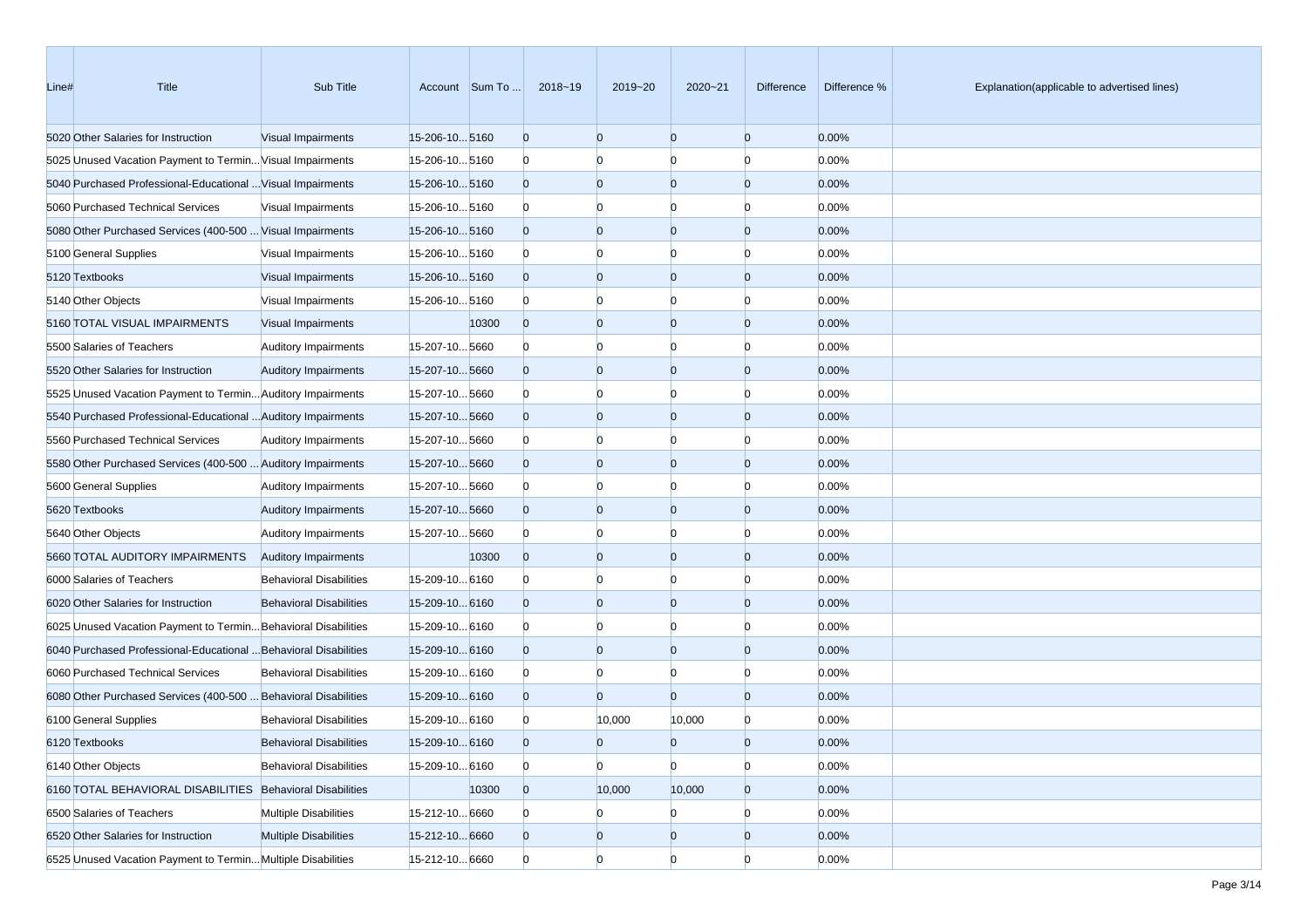| Line# | Title | Sub Title | Account | Sum To ... | 2018~19 | 2019~20 | 2020~21 | Difference | Difference % | Explanation(applicable to advertised lines) |
|---|---|---|---|---|---|---|---|---|---|---|
| 5020 | Other Salaries for Instruction | Visual Impairments | 15-206-10... | 5160 | 0 | 0 | 0 | 0 | 0.00% | |
| 5025 | Unused Vacation Payment to Termin... | Visual Impairments | 15-206-10... | 5160 | 0 | 0 | 0 | 0 | 0.00% | |
| 5040 | Purchased Professional-Educational ... | Visual Impairments | 15-206-10... | 5160 | 0 | 0 | 0 | 0 | 0.00% | |
| 5060 | Purchased Technical Services | Visual Impairments | 15-206-10... | 5160 | 0 | 0 | 0 | 0 | 0.00% | |
| 5080 | Other Purchased Services (400-500 ... | Visual Impairments | 15-206-10... | 5160 | 0 | 0 | 0 | 0 | 0.00% | |
| 5100 | General Supplies | Visual Impairments | 15-206-10... | 5160 | 0 | 0 | 0 | 0 | 0.00% | |
| 5120 | Textbooks | Visual Impairments | 15-206-10... | 5160 | 0 | 0 | 0 | 0 | 0.00% | |
| 5140 | Other Objects | Visual Impairments | 15-206-10... | 5160 | 0 | 0 | 0 | 0 | 0.00% | |
| 5160 | TOTAL VISUAL IMPAIRMENTS | Visual Impairments | | 10300 | 0 | 0 | 0 | 0 | 0.00% | |
| 5500 | Salaries of Teachers | Auditory Impairments | 15-207-10... | 5660 | 0 | 0 | 0 | 0 | 0.00% | |
| 5520 | Other Salaries for Instruction | Auditory Impairments | 15-207-10... | 5660 | 0 | 0 | 0 | 0 | 0.00% | |
| 5525 | Unused Vacation Payment to Termin... | Auditory Impairments | 15-207-10... | 5660 | 0 | 0 | 0 | 0 | 0.00% | |
| 5540 | Purchased Professional-Educational ... | Auditory Impairments | 15-207-10... | 5660 | 0 | 0 | 0 | 0 | 0.00% | |
| 5560 | Purchased Technical Services | Auditory Impairments | 15-207-10... | 5660 | 0 | 0 | 0 | 0 | 0.00% | |
| 5580 | Other Purchased Services (400-500 ... | Auditory Impairments | 15-207-10... | 5660 | 0 | 0 | 0 | 0 | 0.00% | |
| 5600 | General Supplies | Auditory Impairments | 15-207-10... | 5660 | 0 | 0 | 0 | 0 | 0.00% | |
| 5620 | Textbooks | Auditory Impairments | 15-207-10... | 5660 | 0 | 0 | 0 | 0 | 0.00% | |
| 5640 | Other Objects | Auditory Impairments | 15-207-10... | 5660 | 0 | 0 | 0 | 0 | 0.00% | |
| 5660 | TOTAL AUDITORY IMPAIRMENTS | Auditory Impairments | | 10300 | 0 | 0 | 0 | 0 | 0.00% | |
| 6000 | Salaries of Teachers | Behavioral Disabilities | 15-209-10... | 6160 | 0 | 0 | 0 | 0 | 0.00% | |
| 6020 | Other Salaries for Instruction | Behavioral Disabilities | 15-209-10... | 6160 | 0 | 0 | 0 | 0 | 0.00% | |
| 6025 | Unused Vacation Payment to Termin... | Behavioral Disabilities | 15-209-10... | 6160 | 0 | 0 | 0 | 0 | 0.00% | |
| 6040 | Purchased Professional-Educational ... | Behavioral Disabilities | 15-209-10... | 6160 | 0 | 0 | 0 | 0 | 0.00% | |
| 6060 | Purchased Technical Services | Behavioral Disabilities | 15-209-10... | 6160 | 0 | 0 | 0 | 0 | 0.00% | |
| 6080 | Other Purchased Services (400-500 ... | Behavioral Disabilities | 15-209-10... | 6160 | 0 | 0 | 0 | 0 | 0.00% | |
| 6100 | General Supplies | Behavioral Disabilities | 15-209-10... | 6160 | 0 | 10,000 | 10,000 | 0 | 0.00% | |
| 6120 | Textbooks | Behavioral Disabilities | 15-209-10... | 6160 | 0 | 0 | 0 | 0 | 0.00% | |
| 6140 | Other Objects | Behavioral Disabilities | 15-209-10... | 6160 | 0 | 0 | 0 | 0 | 0.00% | |
| 6160 | TOTAL BEHAVIORAL DISABILITIES | Behavioral Disabilities | | 10300 | 0 | 10,000 | 10,000 | 0 | 0.00% | |
| 6500 | Salaries of Teachers | Multiple Disabilities | 15-212-10... | 6660 | 0 | 0 | 0 | 0 | 0.00% | |
| 6520 | Other Salaries for Instruction | Multiple Disabilities | 15-212-10... | 6660 | 0 | 0 | 0 | 0 | 0.00% | |
| 6525 | Unused Vacation Payment to Termin... | Multiple Disabilities | 15-212-10... | 6660 | 0 | 0 | 0 | 0 | 0.00% | |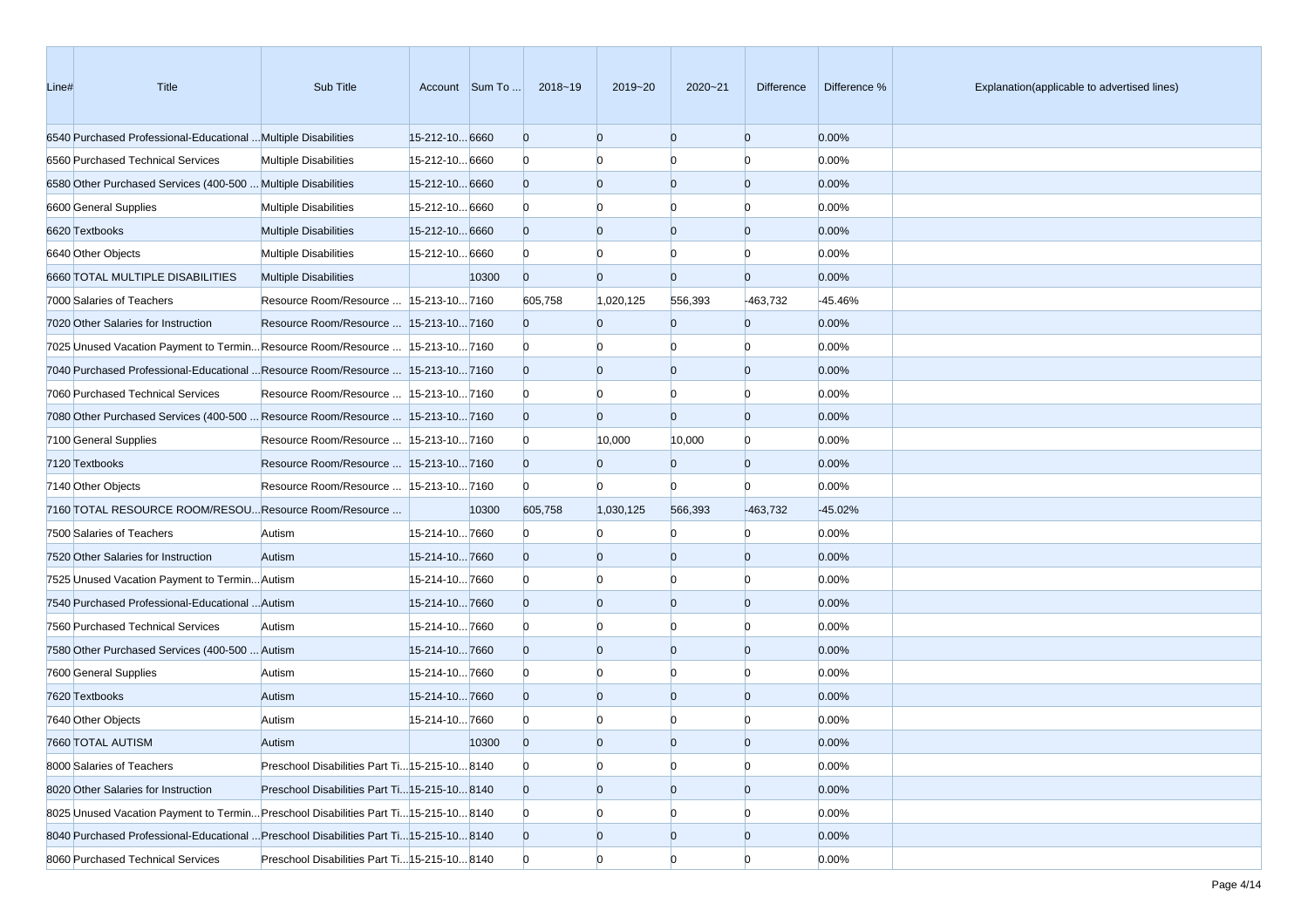| Line# | Title | Sub Title | Account | Sum To ... | 2018~19 | 2019~20 | 2020~21 | Difference | Difference % | Explanation(applicable to advertised lines) |
|---|---|---|---|---|---|---|---|---|---|---|
| 6540 | Purchased Professional-Educational ... | Multiple Disabilities | 15-212-10... | 6660 | 0 | 0 | 0 | 0 | 0.00% | |
| 6560 | Purchased Technical Services | Multiple Disabilities | 15-212-10... | 6660 | 0 | 0 | 0 | 0 | 0.00% | |
| 6580 | Other Purchased Services (400-500 ... | Multiple Disabilities | 15-212-10... | 6660 | 0 | 0 | 0 | 0 | 0.00% | |
| 6600 | General Supplies | Multiple Disabilities | 15-212-10... | 6660 | 0 | 0 | 0 | 0 | 0.00% | |
| 6620 | Textbooks | Multiple Disabilities | 15-212-10... | 6660 | 0 | 0 | 0 | 0 | 0.00% | |
| 6640 | Other Objects | Multiple Disabilities | 15-212-10... | 6660 | 0 | 0 | 0 | 0 | 0.00% | |
| 6660 | TOTAL MULTIPLE DISABILITIES | Multiple Disabilities | | 10300 | 0 | 0 | 0 | 0 | 0.00% | |
| 7000 | Salaries of Teachers | Resource Room/Resource ... | 15-213-10... | 7160 | 605,758 | 1,020,125 | 556,393 | -463,732 | -45.46% | |
| 7020 | Other Salaries for Instruction | Resource Room/Resource ... | 15-213-10... | 7160 | 0 | 0 | 0 | 0 | 0.00% | |
| 7025 | Unused Vacation Payment to Termin... | Resource Room/Resource ... | 15-213-10... | 7160 | 0 | 0 | 0 | 0 | 0.00% | |
| 7040 | Purchased Professional-Educational ... | Resource Room/Resource ... | 15-213-10... | 7160 | 0 | 0 | 0 | 0 | 0.00% | |
| 7060 | Purchased Technical Services | Resource Room/Resource ... | 15-213-10... | 7160 | 0 | 0 | 0 | 0 | 0.00% | |
| 7080 | Other Purchased Services (400-500 ... | Resource Room/Resource ... | 15-213-10... | 7160 | 0 | 0 | 0 | 0 | 0.00% | |
| 7100 | General Supplies | Resource Room/Resource ... | 15-213-10... | 7160 | 0 | 10,000 | 10,000 | 0 | 0.00% | |
| 7120 | Textbooks | Resource Room/Resource ... | 15-213-10... | 7160 | 0 | 0 | 0 | 0 | 0.00% | |
| 7140 | Other Objects | Resource Room/Resource ... | 15-213-10... | 7160 | 0 | 0 | 0 | 0 | 0.00% | |
| 7160 | TOTAL RESOURCE ROOM/RESOU... | Resource Room/Resource ... | | 10300 | 605,758 | 1,030,125 | 566,393 | -463,732 | -45.02% | |
| 7500 | Salaries of Teachers | Autism | 15-214-10... | 7660 | 0 | 0 | 0 | 0 | 0.00% | |
| 7520 | Other Salaries for Instruction | Autism | 15-214-10... | 7660 | 0 | 0 | 0 | 0 | 0.00% | |
| 7525 | Unused Vacation Payment to Termin... | Autism | 15-214-10... | 7660 | 0 | 0 | 0 | 0 | 0.00% | |
| 7540 | Purchased Professional-Educational ... | Autism | 15-214-10... | 7660 | 0 | 0 | 0 | 0 | 0.00% | |
| 7560 | Purchased Technical Services | Autism | 15-214-10... | 7660 | 0 | 0 | 0 | 0 | 0.00% | |
| 7580 | Other Purchased Services (400-500 ... | Autism | 15-214-10... | 7660 | 0 | 0 | 0 | 0 | 0.00% | |
| 7600 | General Supplies | Autism | 15-214-10... | 7660 | 0 | 0 | 0 | 0 | 0.00% | |
| 7620 | Textbooks | Autism | 15-214-10... | 7660 | 0 | 0 | 0 | 0 | 0.00% | |
| 7640 | Other Objects | Autism | 15-214-10... | 7660 | 0 | 0 | 0 | 0 | 0.00% | |
| 7660 | TOTAL AUTISM | Autism | | 10300 | 0 | 0 | 0 | 0 | 0.00% | |
| 8000 | Salaries of Teachers | Preschool Disabilities Part Ti... | 15-215-10... | 8140 | 0 | 0 | 0 | 0 | 0.00% | |
| 8020 | Other Salaries for Instruction | Preschool Disabilities Part Ti... | 15-215-10... | 8140 | 0 | 0 | 0 | 0 | 0.00% | |
| 8025 | Unused Vacation Payment to Termin... | Preschool Disabilities Part Ti... | 15-215-10... | 8140 | 0 | 0 | 0 | 0 | 0.00% | |
| 8040 | Purchased Professional-Educational ... | Preschool Disabilities Part Ti... | 15-215-10... | 8140 | 0 | 0 | 0 | 0 | 0.00% | |
| 8060 | Purchased Technical Services | Preschool Disabilities Part Ti... | 15-215-10... | 8140 | 0 | 0 | 0 | 0 | 0.00% | |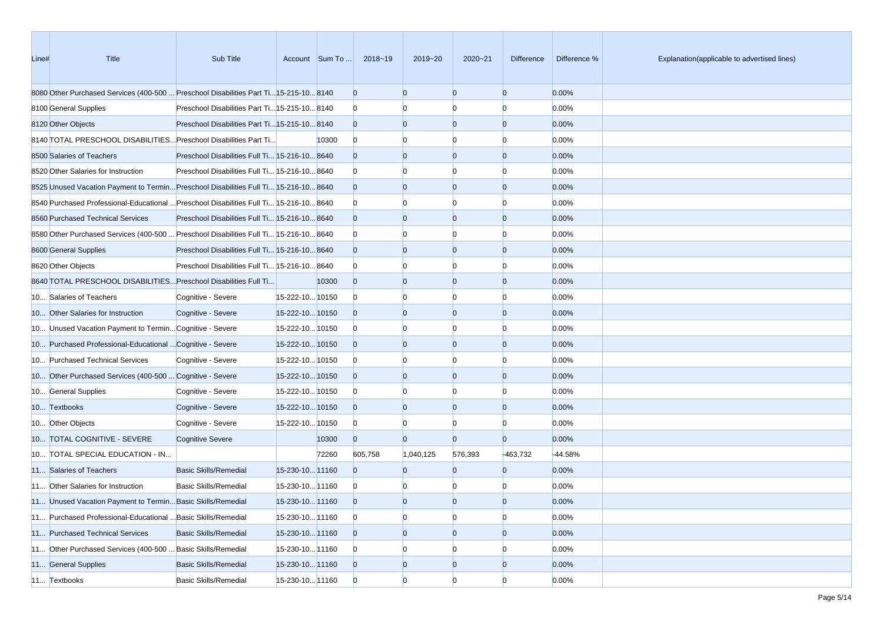| Line# | Title | Sub Title | Account | Sum To ... | 2018~19 | 2019~20 | 2020~21 | Difference | Difference % | Explanation(applicable to advertised lines) |
|---|---|---|---|---|---|---|---|---|---|---|
| 8080 | Other Purchased Services (400-500 ... | Preschool Disabilities Part Ti... | 15-215-10... | 8140 | 0 | 0 | 0 | 0 | 0.00% | |
| 8100 | General Supplies | Preschool Disabilities Part Ti... | 15-215-10... | 8140 | 0 | 0 | 0 | 0 | 0.00% | |
| 8120 | Other Objects | Preschool Disabilities Part Ti... | 15-215-10... | 8140 | 0 | 0 | 0 | 0 | 0.00% | |
| 8140 | TOTAL PRESCHOOL DISABILITIES... | Preschool Disabilities Part Ti... | | 10300 | 0 | 0 | 0 | 0 | 0.00% | |
| 8500 | Salaries of Teachers | Preschool Disabilities Full Ti... | 15-216-10... | 8640 | 0 | 0 | 0 | 0 | 0.00% | |
| 8520 | Other Salaries for Instruction | Preschool Disabilities Full Ti... | 15-216-10... | 8640 | 0 | 0 | 0 | 0 | 0.00% | |
| 8525 | Unused Vacation Payment to Termin... | Preschool Disabilities Full Ti... | 15-216-10... | 8640 | 0 | 0 | 0 | 0 | 0.00% | |
| 8540 | Purchased Professional-Educational ... | Preschool Disabilities Full Ti... | 15-216-10... | 8640 | 0 | 0 | 0 | 0 | 0.00% | |
| 8560 | Purchased Technical Services | Preschool Disabilities Full Ti... | 15-216-10... | 8640 | 0 | 0 | 0 | 0 | 0.00% | |
| 8580 | Other Purchased Services (400-500 ... | Preschool Disabilities Full Ti... | 15-216-10... | 8640 | 0 | 0 | 0 | 0 | 0.00% | |
| 8600 | General Supplies | Preschool Disabilities Full Ti... | 15-216-10... | 8640 | 0 | 0 | 0 | 0 | 0.00% | |
| 8620 | Other Objects | Preschool Disabilities Full Ti... | 15-216-10... | 8640 | 0 | 0 | 0 | 0 | 0.00% | |
| 8640 | TOTAL PRESCHOOL DISABILITIES... | Preschool Disabilities Full Ti... | | 10300 | 0 | 0 | 0 | 0 | 0.00% | |
| 10... | Salaries of Teachers | Cognitive - Severe | 15-222-10... | 10150 | 0 | 0 | 0 | 0 | 0.00% | |
| 10... | Other Salaries for Instruction | Cognitive - Severe | 15-222-10... | 10150 | 0 | 0 | 0 | 0 | 0.00% | |
| 10... | Unused Vacation Payment to Termin... | Cognitive - Severe | 15-222-10... | 10150 | 0 | 0 | 0 | 0 | 0.00% | |
| 10... | Purchased Professional-Educational ... | Cognitive - Severe | 15-222-10... | 10150 | 0 | 0 | 0 | 0 | 0.00% | |
| 10... | Purchased Technical Services | Cognitive - Severe | 15-222-10... | 10150 | 0 | 0 | 0 | 0 | 0.00% | |
| 10... | Other Purchased Services (400-500 ... | Cognitive - Severe | 15-222-10... | 10150 | 0 | 0 | 0 | 0 | 0.00% | |
| 10... | General Supplies | Cognitive - Severe | 15-222-10... | 10150 | 0 | 0 | 0 | 0 | 0.00% | |
| 10... | Textbooks | Cognitive - Severe | 15-222-10... | 10150 | 0 | 0 | 0 | 0 | 0.00% | |
| 10... | Other Objects | Cognitive - Severe | 15-222-10... | 10150 | 0 | 0 | 0 | 0 | 0.00% | |
| 10... | TOTAL COGNITIVE - SEVERE | Cognitive Severe | | 10300 | 0 | 0 | 0 | 0 | 0.00% | |
| 10... | TOTAL SPECIAL EDUCATION - IN... | | | 72260 | 605,758 | 1,040,125 | 576,393 | -463,732 | -44.58% | |
| 11... | Salaries of Teachers | Basic Skills/Remedial | 15-230-10... | 11160 | 0 | 0 | 0 | 0 | 0.00% | |
| 11... | Other Salaries for Instruction | Basic Skills/Remedial | 15-230-10... | 11160 | 0 | 0 | 0 | 0 | 0.00% | |
| 11... | Unused Vacation Payment to Termin... | Basic Skills/Remedial | 15-230-10... | 11160 | 0 | 0 | 0 | 0 | 0.00% | |
| 11... | Purchased Professional-Educational ... | Basic Skills/Remedial | 15-230-10... | 11160 | 0 | 0 | 0 | 0 | 0.00% | |
| 11... | Purchased Technical Services | Basic Skills/Remedial | 15-230-10... | 11160 | 0 | 0 | 0 | 0 | 0.00% | |
| 11... | Other Purchased Services (400-500 ... | Basic Skills/Remedial | 15-230-10... | 11160 | 0 | 0 | 0 | 0 | 0.00% | |
| 11... | General Supplies | Basic Skills/Remedial | 15-230-10... | 11160 | 0 | 0 | 0 | 0 | 0.00% | |
| 11... | Textbooks | Basic Skills/Remedial | 15-230-10... | 11160 | 0 | 0 | 0 | 0 | 0.00% | |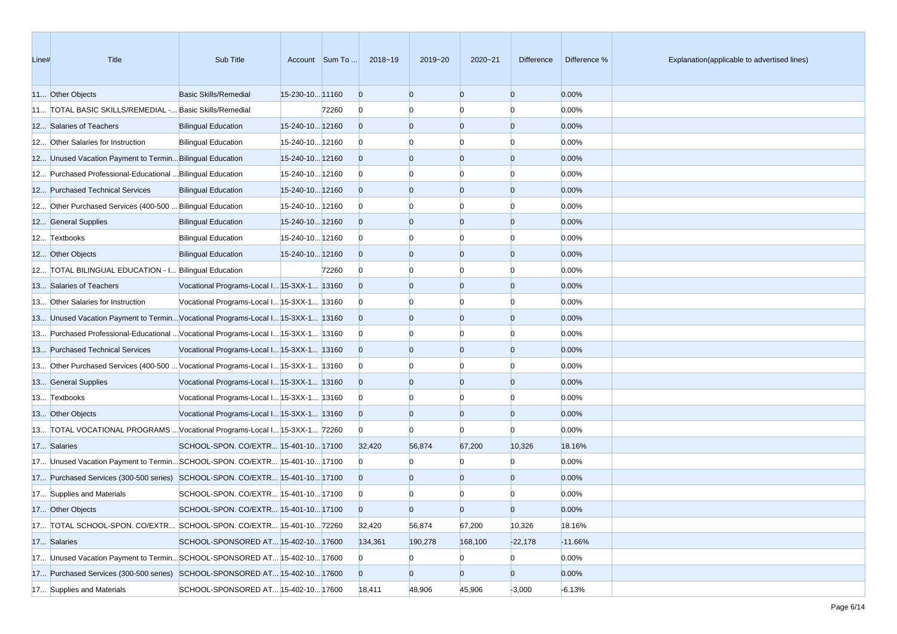| Line# | Title | Sub Title | Account | Sum To ... | 2018~19 | 2019~20 | 2020~21 | Difference | Difference % | Explanation(applicable to advertised lines) |
|---|---|---|---|---|---|---|---|---|---|---|
| 11... | Other Objects | Basic Skills/Remedial | 15-230-10... | 11160 | 0 | 0 | 0 | 0 | 0.00% | |
| 11... | TOTAL BASIC SKILLS/REMEDIAL -... | Basic Skills/Remedial | | 72260 | 0 | 0 | 0 | 0 | 0.00% | |
| 12... | Salaries of Teachers | Bilingual Education | 15-240-10... | 12160 | 0 | 0 | 0 | 0 | 0.00% | |
| 12... | Other Salaries for Instruction | Bilingual Education | 15-240-10... | 12160 | 0 | 0 | 0 | 0 | 0.00% | |
| 12... | Unused Vacation Payment to Termin... | Bilingual Education | 15-240-10... | 12160 | 0 | 0 | 0 | 0 | 0.00% | |
| 12... | Purchased Professional-Educational ... | Bilingual Education | 15-240-10... | 12160 | 0 | 0 | 0 | 0 | 0.00% | |
| 12... | Purchased Technical Services | Bilingual Education | 15-240-10... | 12160 | 0 | 0 | 0 | 0 | 0.00% | |
| 12... | Other Purchased Services (400-500 ... | Bilingual Education | 15-240-10... | 12160 | 0 | 0 | 0 | 0 | 0.00% | |
| 12... | General Supplies | Bilingual Education | 15-240-10... | 12160 | 0 | 0 | 0 | 0 | 0.00% | |
| 12... | Textbooks | Bilingual Education | 15-240-10... | 12160 | 0 | 0 | 0 | 0 | 0.00% | |
| 12... | Other Objects | Bilingual Education | 15-240-10... | 12160 | 0 | 0 | 0 | 0 | 0.00% | |
| 12... | TOTAL BILINGUAL EDUCATION - I... | Bilingual Education | | 72260 | 0 | 0 | 0 | 0 | 0.00% | |
| 13... | Salaries of Teachers | Vocational Programs-Local I... | 15-3XX-1... | 13160 | 0 | 0 | 0 | 0 | 0.00% | |
| 13... | Other Salaries for Instruction | Vocational Programs-Local I... | 15-3XX-1... | 13160 | 0 | 0 | 0 | 0 | 0.00% | |
| 13... | Unused Vacation Payment to Termin... | Vocational Programs-Local I... | 15-3XX-1... | 13160 | 0 | 0 | 0 | 0 | 0.00% | |
| 13... | Purchased Professional-Educational ... | Vocational Programs-Local I... | 15-3XX-1... | 13160 | 0 | 0 | 0 | 0 | 0.00% | |
| 13... | Purchased Technical Services | Vocational Programs-Local I... | 15-3XX-1... | 13160 | 0 | 0 | 0 | 0 | 0.00% | |
| 13... | Other Purchased Services (400-500 ... | Vocational Programs-Local I... | 15-3XX-1... | 13160 | 0 | 0 | 0 | 0 | 0.00% | |
| 13... | General Supplies | Vocational Programs-Local I... | 15-3XX-1... | 13160 | 0 | 0 | 0 | 0 | 0.00% | |
| 13... | Textbooks | Vocational Programs-Local I... | 15-3XX-1... | 13160 | 0 | 0 | 0 | 0 | 0.00% | |
| 13... | Other Objects | Vocational Programs-Local I... | 15-3XX-1... | 13160 | 0 | 0 | 0 | 0 | 0.00% | |
| 13... | TOTAL VOCATIONAL PROGRAMS ... | Vocational Programs-Local I... | 15-3XX-1... | 72260 | 0 | 0 | 0 | 0 | 0.00% | |
| 17... | Salaries | SCHOOL-SPON. CO/EXTR... | 15-401-10... | 17100 | 32,420 | 56,874 | 67,200 | 10,326 | 18.16% | |
| 17... | Unused Vacation Payment to Termin... | SCHOOL-SPON. CO/EXTR... | 15-401-10... | 17100 | 0 | 0 | 0 | 0 | 0.00% | |
| 17... | Purchased Services (300-500 series) | SCHOOL-SPON. CO/EXTR... | 15-401-10... | 17100 | 0 | 0 | 0 | 0 | 0.00% | |
| 17... | Supplies and Materials | SCHOOL-SPON. CO/EXTR... | 15-401-10... | 17100 | 0 | 0 | 0 | 0 | 0.00% | |
| 17... | Other Objects | SCHOOL-SPON. CO/EXTR... | 15-401-10... | 17100 | 0 | 0 | 0 | 0 | 0.00% | |
| 17... | TOTAL SCHOOL-SPON. CO/EXTR... | SCHOOL-SPON. CO/EXTR... | 15-401-10... | 72260 | 32,420 | 56,874 | 67,200 | 10,326 | 18.16% | |
| 17... | Salaries | SCHOOL-SPONSORED AT... | 15-402-10... | 17600 | 134,361 | 190,278 | 168,100 | -22,178 | -11.66% | |
| 17... | Unused Vacation Payment to Termin... | SCHOOL-SPONSORED AT... | 15-402-10... | 17600 | 0 | 0 | 0 | 0 | 0.00% | |
| 17... | Purchased Services (300-500 series) | SCHOOL-SPONSORED AT... | 15-402-10... | 17600 | 0 | 0 | 0 | 0 | 0.00% | |
| 17... | Supplies and Materials | SCHOOL-SPONSORED AT... | 15-402-10... | 17600 | 18,411 | 48,906 | 45,906 | -3,000 | -6.13% | |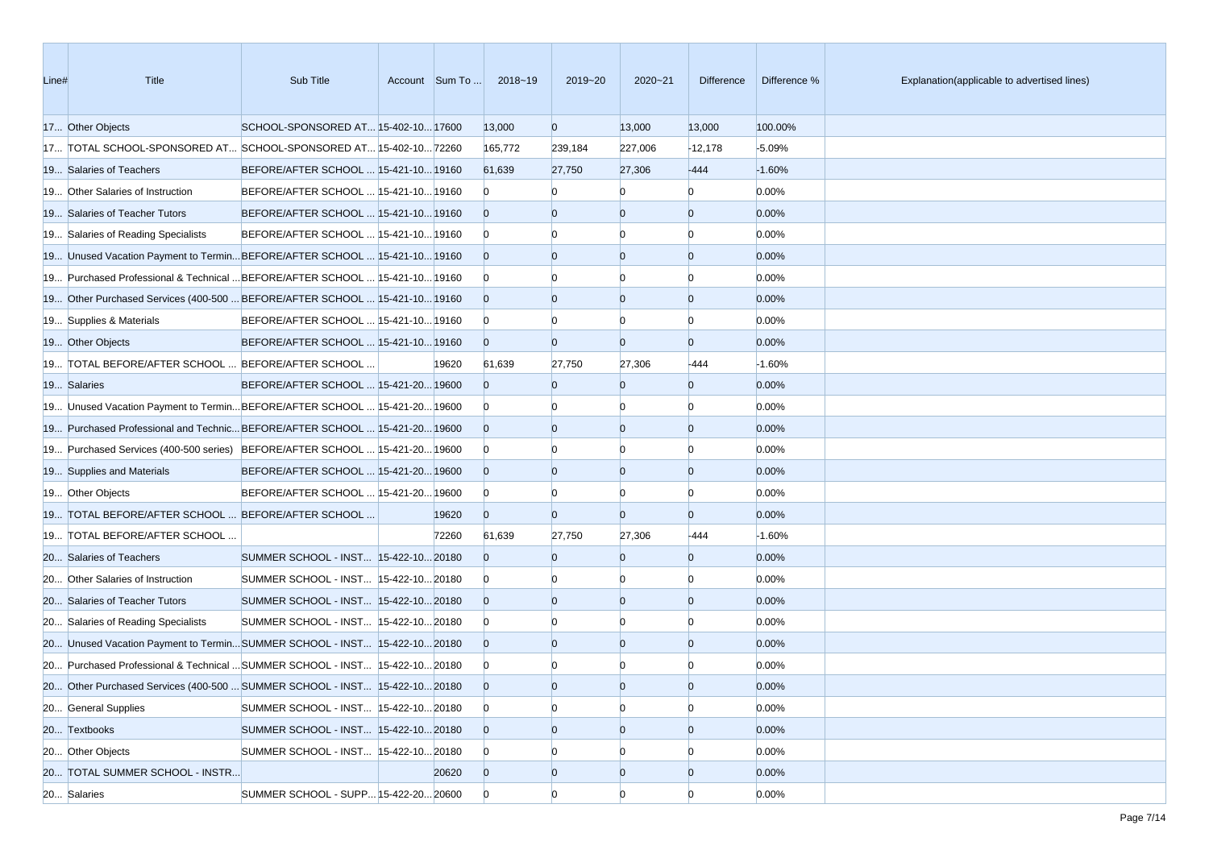| Line# | Title | Sub Title | Account | Sum To ... | 2018~19 | 2019~20 | 2020~21 | Difference | Difference % | Explanation(applicable to advertised lines) |
|---|---|---|---|---|---|---|---|---|---|---|
| 17... | Other Objects | SCHOOL-SPONSORED AT... | 15-402-10... | 17600 | 13,000 | 0 | 13,000 | 13,000 | 100.00% | |
| 17... | TOTAL SCHOOL-SPONSORED AT... | SCHOOL-SPONSORED AT... | 15-402-10... | 72260 | 165,772 | 239,184 | 227,006 | -12,178 | -5.09% | |
| 19... | Salaries of Teachers | BEFORE/AFTER SCHOOL ... | 15-421-10... | 19160 | 61,639 | 27,750 | 27,306 | -444 | -1.60% | |
| 19... | Other Salaries of Instruction | BEFORE/AFTER SCHOOL ... | 15-421-10... | 19160 | 0 | 0 | 0 | 0 | 0.00% | |
| 19... | Salaries of Teacher Tutors | BEFORE/AFTER SCHOOL ... | 15-421-10... | 19160 | 0 | 0 | 0 | 0 | 0.00% | |
| 19... | Salaries of Reading Specialists | BEFORE/AFTER SCHOOL ... | 15-421-10... | 19160 | 0 | 0 | 0 | 0 | 0.00% | |
| 19... | Unused Vacation Payment to Termin... | BEFORE/AFTER SCHOOL ... | 15-421-10... | 19160 | 0 | 0 | 0 | 0 | 0.00% | |
| 19... | Purchased Professional & Technical ... | BEFORE/AFTER SCHOOL ... | 15-421-10... | 19160 | 0 | 0 | 0 | 0 | 0.00% | |
| 19... | Other Purchased Services (400-500 ... | BEFORE/AFTER SCHOOL ... | 15-421-10... | 19160 | 0 | 0 | 0 | 0 | 0.00% | |
| 19... | Supplies & Materials | BEFORE/AFTER SCHOOL ... | 15-421-10... | 19160 | 0 | 0 | 0 | 0 | 0.00% | |
| 19... | Other Objects | BEFORE/AFTER SCHOOL ... | 15-421-10... | 19160 | 0 | 0 | 0 | 0 | 0.00% | |
| 19... | TOTAL BEFORE/AFTER SCHOOL ... | BEFORE/AFTER SCHOOL ... | | 19620 | 61,639 | 27,750 | 27,306 | -444 | -1.60% | |
| 19... | Salaries | BEFORE/AFTER SCHOOL ... | 15-421-20... | 19600 | 0 | 0 | 0 | 0 | 0.00% | |
| 19... | Unused Vacation Payment to Termin... | BEFORE/AFTER SCHOOL ... | 15-421-20... | 19600 | 0 | 0 | 0 | 0 | 0.00% | |
| 19... | Purchased Professional and Technic... | BEFORE/AFTER SCHOOL ... | 15-421-20... | 19600 | 0 | 0 | 0 | 0 | 0.00% | |
| 19... | Purchased Services (400-500 series) | BEFORE/AFTER SCHOOL ... | 15-421-20... | 19600 | 0 | 0 | 0 | 0 | 0.00% | |
| 19... | Supplies and Materials | BEFORE/AFTER SCHOOL ... | 15-421-20... | 19600 | 0 | 0 | 0 | 0 | 0.00% | |
| 19... | Other Objects | BEFORE/AFTER SCHOOL ... | 15-421-20... | 19600 | 0 | 0 | 0 | 0 | 0.00% | |
| 19... | TOTAL BEFORE/AFTER SCHOOL ... | BEFORE/AFTER SCHOOL ... | | 19620 | 0 | 0 | 0 | 0 | 0.00% | |
| 19... | TOTAL BEFORE/AFTER SCHOOL ... | | | 72260 | 61,639 | 27,750 | 27,306 | -444 | -1.60% | |
| 20... | Salaries of Teachers | SUMMER SCHOOL - INST... | 15-422-10... | 20180 | 0 | 0 | 0 | 0 | 0.00% | |
| 20... | Other Salaries of Instruction | SUMMER SCHOOL - INST... | 15-422-10... | 20180 | 0 | 0 | 0 | 0 | 0.00% | |
| 20... | Salaries of Teacher Tutors | SUMMER SCHOOL - INST... | 15-422-10... | 20180 | 0 | 0 | 0 | 0 | 0.00% | |
| 20... | Salaries of Reading Specialists | SUMMER SCHOOL - INST... | 15-422-10... | 20180 | 0 | 0 | 0 | 0 | 0.00% | |
| 20... | Unused Vacation Payment to Termin... | SUMMER SCHOOL - INST... | 15-422-10... | 20180 | 0 | 0 | 0 | 0 | 0.00% | |
| 20... | Purchased Professional & Technical ... | SUMMER SCHOOL - INST... | 15-422-10... | 20180 | 0 | 0 | 0 | 0 | 0.00% | |
| 20... | Other Purchased Services (400-500 ... | SUMMER SCHOOL - INST... | 15-422-10... | 20180 | 0 | 0 | 0 | 0 | 0.00% | |
| 20... | General Supplies | SUMMER SCHOOL - INST... | 15-422-10... | 20180 | 0 | 0 | 0 | 0 | 0.00% | |
| 20... | Textbooks | SUMMER SCHOOL - INST... | 15-422-10... | 20180 | 0 | 0 | 0 | 0 | 0.00% | |
| 20... | Other Objects | SUMMER SCHOOL - INST... | 15-422-10... | 20180 | 0 | 0 | 0 | 0 | 0.00% | |
| 20... | TOTAL SUMMER SCHOOL - INSTR... | | | 20620 | 0 | 0 | 0 | 0 | 0.00% | |
| 20... | Salaries | SUMMER SCHOOL - SUPP... | 15-422-20... | 20600 | 0 | 0 | 0 | 0 | 0.00% | |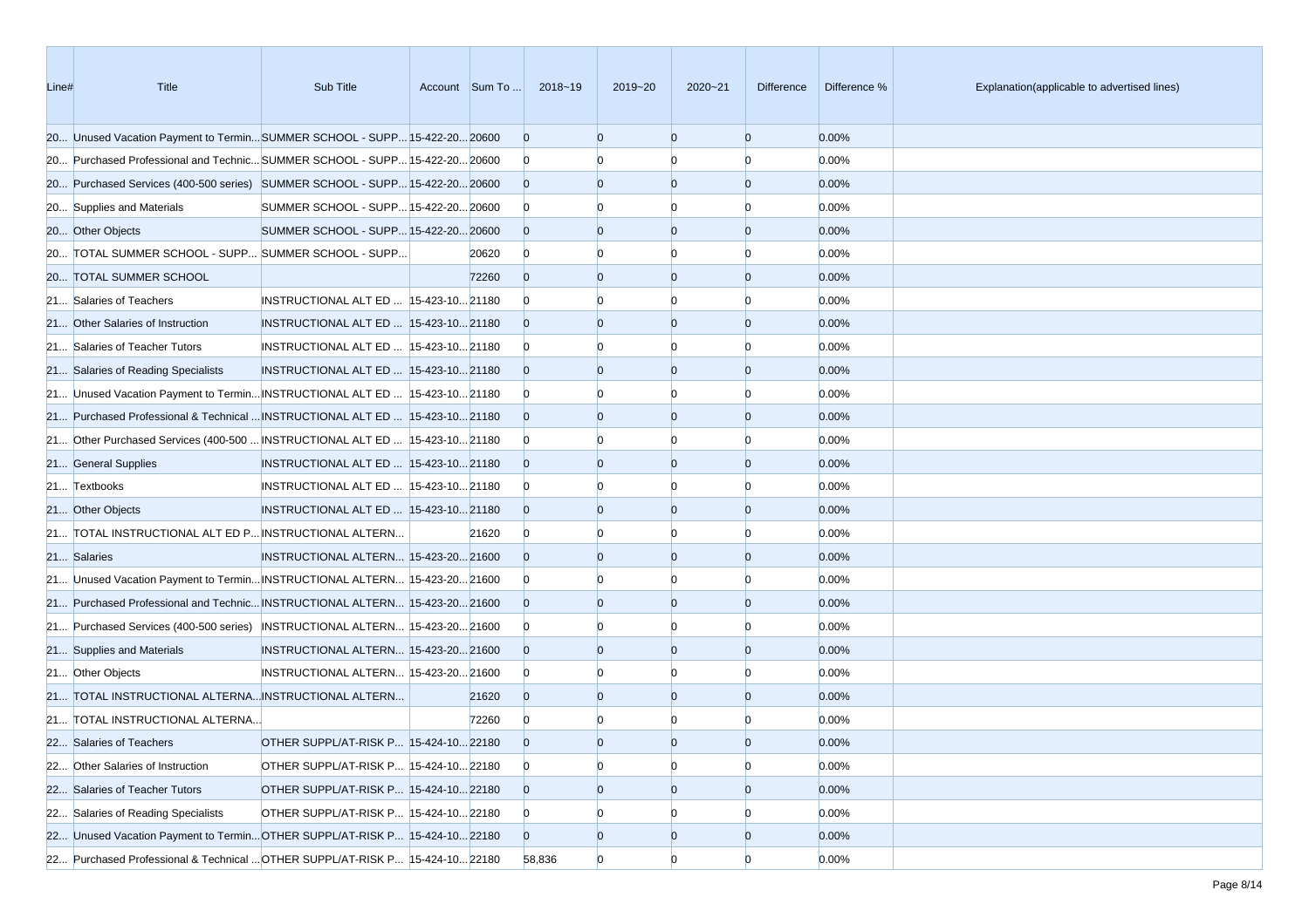| Line# | Title | Sub Title | Account | Sum To ... | 2018~19 | 2019~20 | 2020~21 | Difference | Difference % | Explanation(applicable to advertised lines) |
|---|---|---|---|---|---|---|---|---|---|---|
| 20... | Unused Vacation Payment to Termin... | SUMMER SCHOOL - SUPP... | 15-422-20... | 20600 | 0 | 0 | 0 | 0 | 0.00% | |
| 20... | Purchased Professional and Technic... | SUMMER SCHOOL - SUPP... | 15-422-20... | 20600 | 0 | 0 | 0 | 0 | 0.00% | |
| 20... | Purchased Services (400-500 series) | SUMMER SCHOOL - SUPP... | 15-422-20... | 20600 | 0 | 0 | 0 | 0 | 0.00% | |
| 20... | Supplies and Materials | SUMMER SCHOOL - SUPP... | 15-422-20... | 20600 | 0 | 0 | 0 | 0 | 0.00% | |
| 20... | Other Objects | SUMMER SCHOOL - SUPP... | 15-422-20... | 20600 | 0 | 0 | 0 | 0 | 0.00% | |
| 20... | TOTAL SUMMER SCHOOL - SUPP... | SUMMER SCHOOL - SUPP... | | 20620 | 0 | 0 | 0 | 0 | 0.00% | |
| 20... | TOTAL SUMMER SCHOOL | | | 72260 | 0 | 0 | 0 | 0 | 0.00% | |
| 21... | Salaries of Teachers | INSTRUCTIONAL ALT ED ... | 15-423-10... | 21180 | 0 | 0 | 0 | 0 | 0.00% | |
| 21... | Other Salaries of Instruction | INSTRUCTIONAL ALT ED ... | 15-423-10... | 21180 | 0 | 0 | 0 | 0 | 0.00% | |
| 21... | Salaries of Teacher Tutors | INSTRUCTIONAL ALT ED ... | 15-423-10... | 21180 | 0 | 0 | 0 | 0 | 0.00% | |
| 21... | Salaries of Reading Specialists | INSTRUCTIONAL ALT ED ... | 15-423-10... | 21180 | 0 | 0 | 0 | 0 | 0.00% | |
| 21... | Unused Vacation Payment to Termin... | INSTRUCTIONAL ALT ED ... | 15-423-10... | 21180 | 0 | 0 | 0 | 0 | 0.00% | |
| 21... | Purchased Professional & Technical ... | INSTRUCTIONAL ALT ED ... | 15-423-10... | 21180 | 0 | 0 | 0 | 0 | 0.00% | |
| 21... | Other Purchased Services (400-500 ... | INSTRUCTIONAL ALT ED ... | 15-423-10... | 21180 | 0 | 0 | 0 | 0 | 0.00% | |
| 21... | General Supplies | INSTRUCTIONAL ALT ED ... | 15-423-10... | 21180 | 0 | 0 | 0 | 0 | 0.00% | |
| 21... | Textbooks | INSTRUCTIONAL ALT ED ... | 15-423-10... | 21180 | 0 | 0 | 0 | 0 | 0.00% | |
| 21... | Other Objects | INSTRUCTIONAL ALT ED ... | 15-423-10... | 21180 | 0 | 0 | 0 | 0 | 0.00% | |
| 21... | TOTAL INSTRUCTIONAL ALT ED P... | INSTRUCTIONAL ALTERN... | | 21620 | 0 | 0 | 0 | 0 | 0.00% | |
| 21... | Salaries | INSTRUCTIONAL ALTERN... | 15-423-20... | 21600 | 0 | 0 | 0 | 0 | 0.00% | |
| 21... | Unused Vacation Payment to Termin... | INSTRUCTIONAL ALTERN... | 15-423-20... | 21600 | 0 | 0 | 0 | 0 | 0.00% | |
| 21... | Purchased Professional and Technic... | INSTRUCTIONAL ALTERN... | 15-423-20... | 21600 | 0 | 0 | 0 | 0 | 0.00% | |
| 21... | Purchased Services (400-500 series) | INSTRUCTIONAL ALTERN... | 15-423-20... | 21600 | 0 | 0 | 0 | 0 | 0.00% | |
| 21... | Supplies and Materials | INSTRUCTIONAL ALTERN... | 15-423-20... | 21600 | 0 | 0 | 0 | 0 | 0.00% | |
| 21... | Other Objects | INSTRUCTIONAL ALTERN... | 15-423-20... | 21600 | 0 | 0 | 0 | 0 | 0.00% | |
| 21... | TOTAL INSTRUCTIONAL ALTERNA... | INSTRUCTIONAL ALTERN... | | 21620 | 0 | 0 | 0 | 0 | 0.00% | |
| 21... | TOTAL INSTRUCTIONAL ALTERNA... | | | 72260 | 0 | 0 | 0 | 0 | 0.00% | |
| 22... | Salaries of Teachers | OTHER SUPPL/AT-RISK P... | 15-424-10... | 22180 | 0 | 0 | 0 | 0 | 0.00% | |
| 22... | Other Salaries of Instruction | OTHER SUPPL/AT-RISK P... | 15-424-10... | 22180 | 0 | 0 | 0 | 0 | 0.00% | |
| 22... | Salaries of Teacher Tutors | OTHER SUPPL/AT-RISK P... | 15-424-10... | 22180 | 0 | 0 | 0 | 0 | 0.00% | |
| 22... | Salaries of Reading Specialists | OTHER SUPPL/AT-RISK P... | 15-424-10... | 22180 | 0 | 0 | 0 | 0 | 0.00% | |
| 22... | Unused Vacation Payment to Termin... | OTHER SUPPL/AT-RISK P... | 15-424-10... | 22180 | 0 | 0 | 0 | 0 | 0.00% | |
| 22... | Purchased Professional & Technical ... | OTHER SUPPL/AT-RISK P... | 15-424-10... | 22180 | 58,836 | 0 | 0 | 0 | 0.00% | |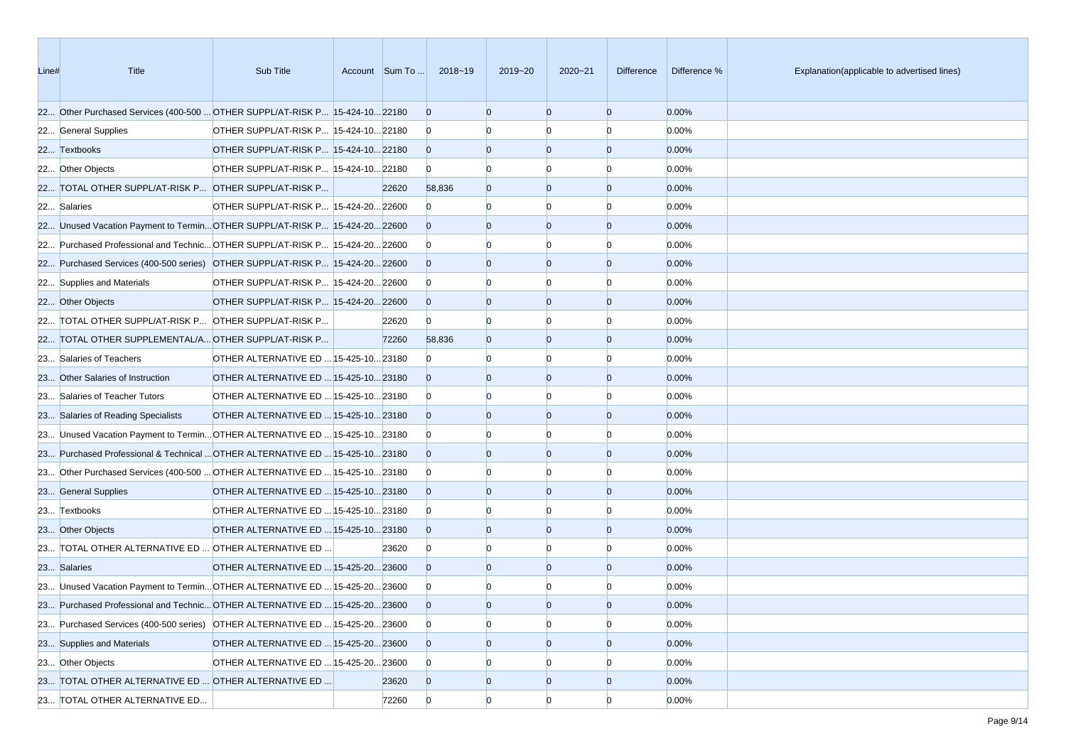| Line# | Title | Sub Title | Account | Sum To ... | 2018~19 | 2019~20 | 2020~21 | Difference | Difference % | Explanation(applicable to advertised lines) |
|---|---|---|---|---|---|---|---|---|---|---|
| 22... | Other Purchased Services (400-500 ... | OTHER SUPPL/AT-RISK P... | 15-424-10... | 22180 | 0 | 0 | 0 | 0 | 0.00% | |
| 22... | General Supplies | OTHER SUPPL/AT-RISK P... | 15-424-10... | 22180 | 0 | 0 | 0 | 0 | 0.00% | |
| 22... | Textbooks | OTHER SUPPL/AT-RISK P... | 15-424-10... | 22180 | 0 | 0 | 0 | 0 | 0.00% | |
| 22... | Other Objects | OTHER SUPPL/AT-RISK P... | 15-424-10... | 22180 | 0 | 0 | 0 | 0 | 0.00% | |
| 22... | TOTAL OTHER SUPPL/AT-RISK P... | OTHER SUPPL/AT-RISK P... | | 22620 | 58,836 | 0 | 0 | 0 | 0.00% | |
| 22... | Salaries | OTHER SUPPL/AT-RISK P... | 15-424-20... | 22600 | 0 | 0 | 0 | 0 | 0.00% | |
| 22... | Unused Vacation Payment to Termin... | OTHER SUPPL/AT-RISK P... | 15-424-20... | 22600 | 0 | 0 | 0 | 0 | 0.00% | |
| 22... | Purchased Professional and Technic... | OTHER SUPPL/AT-RISK P... | 15-424-20... | 22600 | 0 | 0 | 0 | 0 | 0.00% | |
| 22... | Purchased Services (400-500 series) | OTHER SUPPL/AT-RISK P... | 15-424-20... | 22600 | 0 | 0 | 0 | 0 | 0.00% | |
| 22... | Supplies and Materials | OTHER SUPPL/AT-RISK P... | 15-424-20... | 22600 | 0 | 0 | 0 | 0 | 0.00% | |
| 22... | Other Objects | OTHER SUPPL/AT-RISK P... | 15-424-20... | 22600 | 0 | 0 | 0 | 0 | 0.00% | |
| 22... | TOTAL OTHER SUPPL/AT-RISK P... | OTHER SUPPL/AT-RISK P... | | 22620 | 0 | 0 | 0 | 0 | 0.00% | |
| 22... | TOTAL OTHER SUPPLEMENTAL/A... | OTHER SUPPL/AT-RISK P... | | 72260 | 58,836 | 0 | 0 | 0 | 0.00% | |
| 23... | Salaries of Teachers | OTHER ALTERNATIVE ED ... | 15-425-10... | 23180 | 0 | 0 | 0 | 0 | 0.00% | |
| 23... | Other Salaries of Instruction | OTHER ALTERNATIVE ED ... | 15-425-10... | 23180 | 0 | 0 | 0 | 0 | 0.00% | |
| 23... | Salaries of Teacher Tutors | OTHER ALTERNATIVE ED ... | 15-425-10... | 23180 | 0 | 0 | 0 | 0 | 0.00% | |
| 23... | Salaries of Reading Specialists | OTHER ALTERNATIVE ED ... | 15-425-10... | 23180 | 0 | 0 | 0 | 0 | 0.00% | |
| 23... | Unused Vacation Payment to Termin... | OTHER ALTERNATIVE ED ... | 15-425-10... | 23180 | 0 | 0 | 0 | 0 | 0.00% | |
| 23... | Purchased Professional & Technical ... | OTHER ALTERNATIVE ED ... | 15-425-10... | 23180 | 0 | 0 | 0 | 0 | 0.00% | |
| 23... | Other Purchased Services (400-500 ... | OTHER ALTERNATIVE ED ... | 15-425-10... | 23180 | 0 | 0 | 0 | 0 | 0.00% | |
| 23... | General Supplies | OTHER ALTERNATIVE ED ... | 15-425-10... | 23180 | 0 | 0 | 0 | 0 | 0.00% | |
| 23... | Textbooks | OTHER ALTERNATIVE ED ... | 15-425-10... | 23180 | 0 | 0 | 0 | 0 | 0.00% | |
| 23... | Other Objects | OTHER ALTERNATIVE ED ... | 15-425-10... | 23180 | 0 | 0 | 0 | 0 | 0.00% | |
| 23... | TOTAL OTHER ALTERNATIVE ED ... | OTHER ALTERNATIVE ED ... | | 23620 | 0 | 0 | 0 | 0 | 0.00% | |
| 23... | Salaries | OTHER ALTERNATIVE ED ... | 15-425-20... | 23600 | 0 | 0 | 0 | 0 | 0.00% | |
| 23... | Unused Vacation Payment to Termin... | OTHER ALTERNATIVE ED ... | 15-425-20... | 23600 | 0 | 0 | 0 | 0 | 0.00% | |
| 23... | Purchased Professional and Technic... | OTHER ALTERNATIVE ED ... | 15-425-20... | 23600 | 0 | 0 | 0 | 0 | 0.00% | |
| 23... | Purchased Services (400-500 series) | OTHER ALTERNATIVE ED ... | 15-425-20... | 23600 | 0 | 0 | 0 | 0 | 0.00% | |
| 23... | Supplies and Materials | OTHER ALTERNATIVE ED ... | 15-425-20... | 23600 | 0 | 0 | 0 | 0 | 0.00% | |
| 23... | Other Objects | OTHER ALTERNATIVE ED ... | 15-425-20... | 23600 | 0 | 0 | 0 | 0 | 0.00% | |
| 23... | TOTAL OTHER ALTERNATIVE ED ... | OTHER ALTERNATIVE ED ... | | 23620 | 0 | 0 | 0 | 0 | 0.00% | |
| 23... | TOTAL OTHER ALTERNATIVE ED... | | | 72260 | 0 | 0 | 0 | 0 | 0.00% | |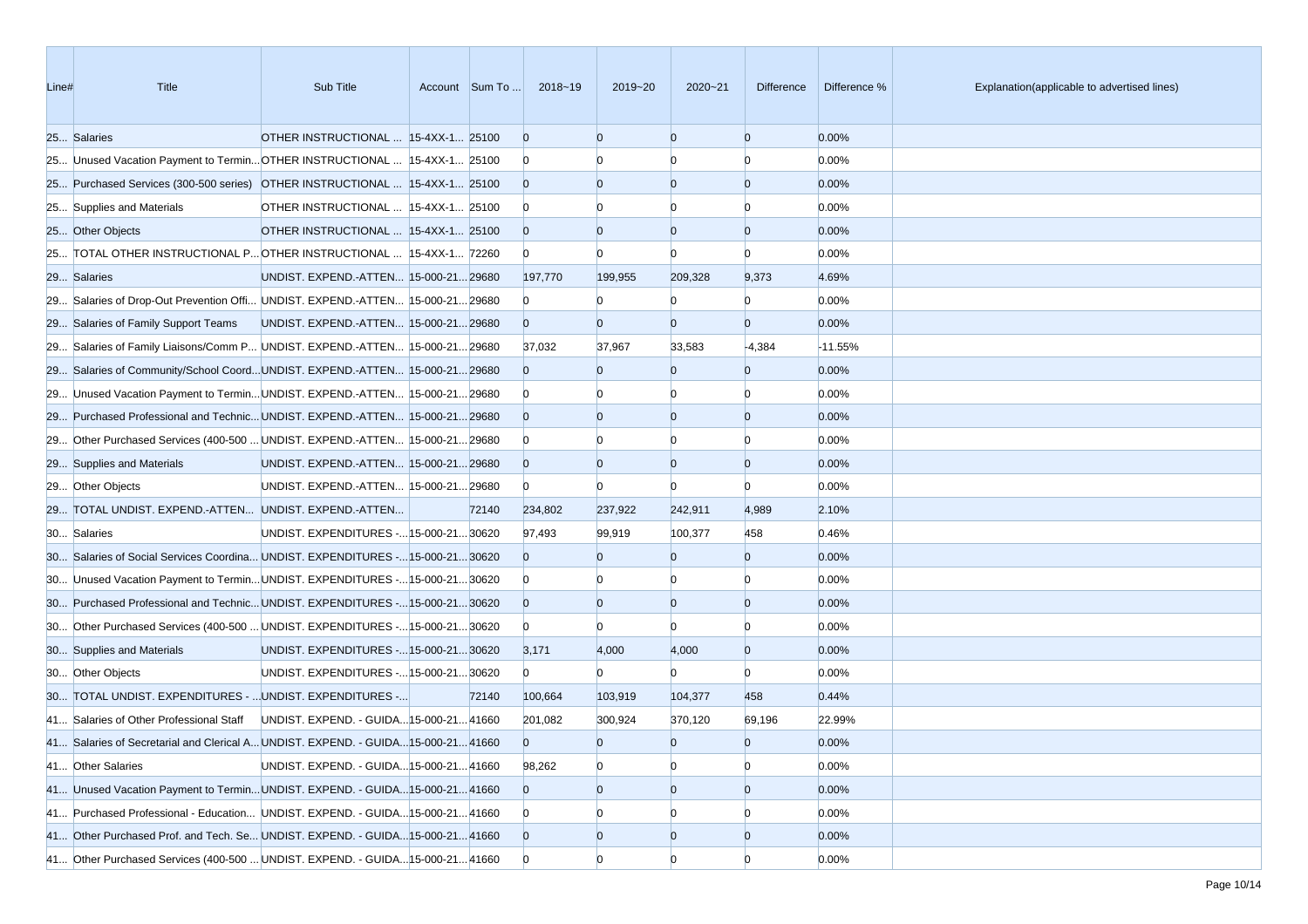| Line# | Title | Sub Title | Account | Sum To ... | 2018~19 | 2019~20 | 2020~21 | Difference | Difference % | Explanation(applicable to advertised lines) |
|---|---|---|---|---|---|---|---|---|---|---|
| 25... | Salaries | OTHER INSTRUCTIONAL ... | 15-4XX-1... | 25100 | 0 | 0 | 0 | 0 | 0.00% | |
| 25... | Unused Vacation Payment to Termin... | OTHER INSTRUCTIONAL ... | 15-4XX-1... | 25100 | 0 | 0 | 0 | 0 | 0.00% | |
| 25... | Purchased Services (300-500 series) | OTHER INSTRUCTIONAL ... | 15-4XX-1... | 25100 | 0 | 0 | 0 | 0 | 0.00% | |
| 25... | Supplies and Materials | OTHER INSTRUCTIONAL ... | 15-4XX-1... | 25100 | 0 | 0 | 0 | 0 | 0.00% | |
| 25... | Other Objects | OTHER INSTRUCTIONAL ... | 15-4XX-1... | 25100 | 0 | 0 | 0 | 0 | 0.00% | |
| 25... | TOTAL OTHER INSTRUCTIONAL P... | OTHER INSTRUCTIONAL ... | 15-4XX-1... | 72260 | 0 | 0 | 0 | 0 | 0.00% | |
| 29... | Salaries | UNDIST. EXPEND.-ATTEN... | 15-000-21... | 29680 | 197,770 | 199,955 | 209,328 | 9,373 | 4.69% | |
| 29... | Salaries of Drop-Out Prevention Offi... | UNDIST. EXPEND.-ATTEN... | 15-000-21... | 29680 | 0 | 0 | 0 | 0 | 0.00% | |
| 29... | Salaries of Family Support Teams | UNDIST. EXPEND.-ATTEN... | 15-000-21... | 29680 | 0 | 0 | 0 | 0 | 0.00% | |
| 29... | Salaries of Family Liaisons/Comm P... | UNDIST. EXPEND.-ATTEN... | 15-000-21... | 29680 | 37,032 | 37,967 | 33,583 | -4,384 | -11.55% | |
| 29... | Salaries of Community/School Coord... | UNDIST. EXPEND.-ATTEN... | 15-000-21... | 29680 | 0 | 0 | 0 | 0 | 0.00% | |
| 29... | Unused Vacation Payment to Termin... | UNDIST. EXPEND.-ATTEN... | 15-000-21... | 29680 | 0 | 0 | 0 | 0 | 0.00% | |
| 29... | Purchased Professional and Technic... | UNDIST. EXPEND.-ATTEN... | 15-000-21... | 29680 | 0 | 0 | 0 | 0 | 0.00% | |
| 29... | Other Purchased Services (400-500 ... | UNDIST. EXPEND.-ATTEN... | 15-000-21... | 29680 | 0 | 0 | 0 | 0 | 0.00% | |
| 29... | Supplies and Materials | UNDIST. EXPEND.-ATTEN... | 15-000-21... | 29680 | 0 | 0 | 0 | 0 | 0.00% | |
| 29... | Other Objects | UNDIST. EXPEND.-ATTEN... | 15-000-21... | 29680 | 0 | 0 | 0 | 0 | 0.00% | |
| 29... | TOTAL UNDIST. EXPEND.-ATTEN... | UNDIST. EXPEND.-ATTEN... | | 72140 | 234,802 | 237,922 | 242,911 | 4,989 | 2.10% | |
| 30... | Salaries | UNDIST. EXPENDITURES -... | 15-000-21... | 30620 | 97,493 | 99,919 | 100,377 | 458 | 0.46% | |
| 30... | Salaries of Social Services Coordina... | UNDIST. EXPENDITURES -... | 15-000-21... | 30620 | 0 | 0 | 0 | 0 | 0.00% | |
| 30... | Unused Vacation Payment to Termin... | UNDIST. EXPENDITURES -... | 15-000-21... | 30620 | 0 | 0 | 0 | 0 | 0.00% | |
| 30... | Purchased Professional and Technic... | UNDIST. EXPENDITURES -... | 15-000-21... | 30620 | 0 | 0 | 0 | 0 | 0.00% | |
| 30... | Other Purchased Services (400-500 ... | UNDIST. EXPENDITURES -... | 15-000-21... | 30620 | 0 | 0 | 0 | 0 | 0.00% | |
| 30... | Supplies and Materials | UNDIST. EXPENDITURES -... | 15-000-21... | 30620 | 3,171 | 4,000 | 4,000 | 0 | 0.00% | |
| 30... | Other Objects | UNDIST. EXPENDITURES -... | 15-000-21... | 30620 | 0 | 0 | 0 | 0 | 0.00% | |
| 30... | TOTAL UNDIST. EXPENDITURES - ... | UNDIST. EXPENDITURES -... | | 72140 | 100,664 | 103,919 | 104,377 | 458 | 0.44% | |
| 41... | Salaries of Other Professional Staff | UNDIST. EXPEND. - GUIDA... | 15-000-21... | 41660 | 201,082 | 300,924 | 370,120 | 69,196 | 22.99% | |
| 41... | Salaries of Secretarial and Clerical A... | UNDIST. EXPEND. - GUIDA... | 15-000-21... | 41660 | 0 | 0 | 0 | 0 | 0.00% | |
| 41... | Other Salaries | UNDIST. EXPEND. - GUIDA... | 15-000-21... | 41660 | 98,262 | 0 | 0 | 0 | 0.00% | |
| 41... | Unused Vacation Payment to Termin... | UNDIST. EXPEND. - GUIDA... | 15-000-21... | 41660 | 0 | 0 | 0 | 0 | 0.00% | |
| 41... | Purchased Professional - Education... | UNDIST. EXPEND. - GUIDA... | 15-000-21... | 41660 | 0 | 0 | 0 | 0 | 0.00% | |
| 41... | Other Purchased Prof. and Tech. Se... | UNDIST. EXPEND. - GUIDA... | 15-000-21... | 41660 | 0 | 0 | 0 | 0 | 0.00% | |
| 41... | Other Purchased Services (400-500 ... | UNDIST. EXPEND. - GUIDA... | 15-000-21... | 41660 | 0 | 0 | 0 | 0 | 0.00% | |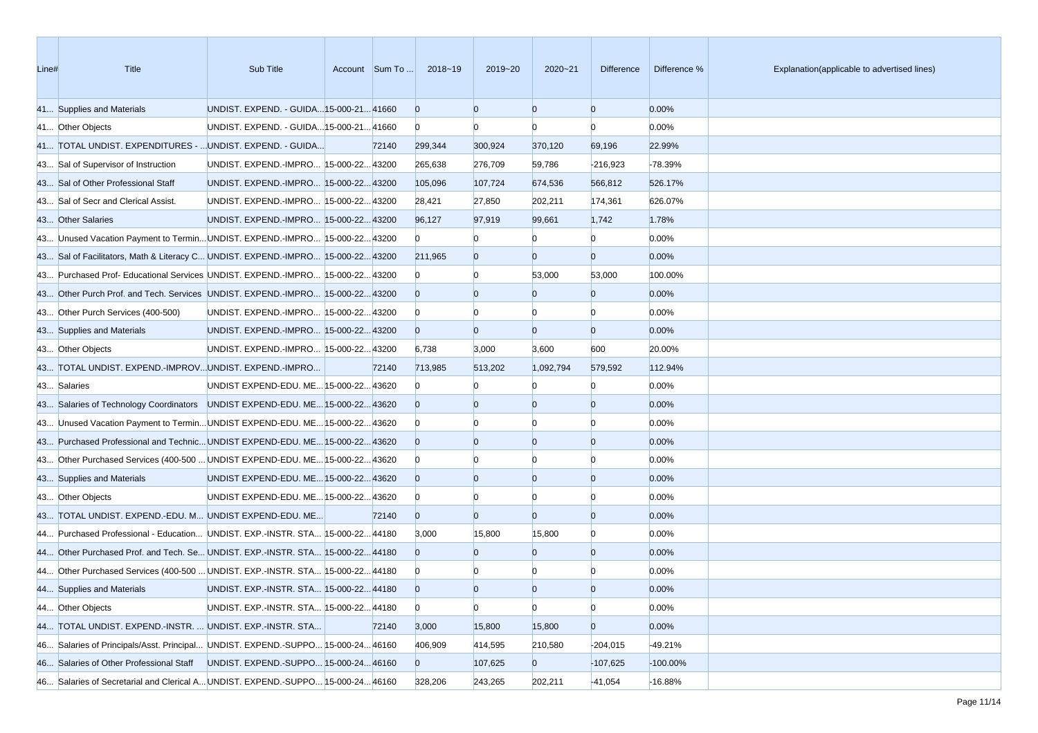| Line# | Title | Sub Title | Account | Sum To ... | 2018~19 | 2019~20 | 2020~21 | Difference | Difference % | Explanation(applicable to advertised lines) |
|---|---|---|---|---|---|---|---|---|---|---|
| 41... | Supplies and Materials | UNDIST. EXPEND. - GUIDA... | 15-000-21... | 41660 | 0 | 0 | 0 | 0 | 0.00% | |
| 41... | Other Objects | UNDIST. EXPEND. - GUIDA... | 15-000-21... | 41660 | 0 | 0 | 0 | 0 | 0.00% | |
| 41... | TOTAL UNDIST. EXPENDITURES - ... | UNDIST. EXPEND. - GUIDA... | | 72140 | 299,344 | 300,924 | 370,120 | 69,196 | 22.99% | |
| 43... | Sal of Supervisor of Instruction | UNDIST. EXPEND.-IMPRO... | 15-000-22... | 43200 | 265,638 | 276,709 | 59,786 | -216,923 | -78.39% | |
| 43... | Sal of Other Professional Staff | UNDIST. EXPEND.-IMPRO... | 15-000-22... | 43200 | 105,096 | 107,724 | 674,536 | 566,812 | 526.17% | |
| 43... | Sal of Secr and Clerical Assist. | UNDIST. EXPEND.-IMPRO... | 15-000-22... | 43200 | 28,421 | 27,850 | 202,211 | 174,361 | 626.07% | |
| 43... | Other Salaries | UNDIST. EXPEND.-IMPRO... | 15-000-22... | 43200 | 96,127 | 97,919 | 99,661 | 1,742 | 1.78% | |
| 43... | Unused Vacation Payment to Termin... | UNDIST. EXPEND.-IMPRO... | 15-000-22... | 43200 | 0 | 0 | 0 | 0 | 0.00% | |
| 43... | Sal of Facilitators, Math & Literacy C... | UNDIST. EXPEND.-IMPRO... | 15-000-22... | 43200 | 211,965 | 0 | 0 | 0 | 0.00% | |
| 43... | Purchased Prof- Educational Services | UNDIST. EXPEND.-IMPRO... | 15-000-22... | 43200 | 0 | 0 | 53,000 | 53,000 | 100.00% | |
| 43... | Other Purch Prof. and Tech. Services | UNDIST. EXPEND.-IMPRO... | 15-000-22... | 43200 | 0 | 0 | 0 | 0 | 0.00% | |
| 43... | Other Purch Services (400-500) | UNDIST. EXPEND.-IMPRO... | 15-000-22... | 43200 | 0 | 0 | 0 | 0 | 0.00% | |
| 43... | Supplies and Materials | UNDIST. EXPEND.-IMPRO... | 15-000-22... | 43200 | 0 | 0 | 0 | 0 | 0.00% | |
| 43... | Other Objects | UNDIST. EXPEND.-IMPRO... | 15-000-22... | 43200 | 6,738 | 3,000 | 3,600 | 600 | 20.00% | |
| 43... | TOTAL UNDIST. EXPEND.-IMPROV... | UNDIST. EXPEND.-IMPRO... | | 72140 | 713,985 | 513,202 | 1,092,794 | 579,592 | 112.94% | |
| 43... | Salaries | UNDIST EXPEND-EDU. ME... | 15-000-22... | 43620 | 0 | 0 | 0 | 0 | 0.00% | |
| 43... | Salaries of Technology Coordinators | UNDIST EXPEND-EDU. ME... | 15-000-22... | 43620 | 0 | 0 | 0 | 0 | 0.00% | |
| 43... | Unused Vacation Payment to Termin... | UNDIST EXPEND-EDU. ME... | 15-000-22... | 43620 | 0 | 0 | 0 | 0 | 0.00% | |
| 43... | Purchased Professional and Technic... | UNDIST EXPEND-EDU. ME... | 15-000-22... | 43620 | 0 | 0 | 0 | 0 | 0.00% | |
| 43... | Other Purchased Services (400-500 ... | UNDIST EXPEND-EDU. ME... | 15-000-22... | 43620 | 0 | 0 | 0 | 0 | 0.00% | |
| 43... | Supplies and Materials | UNDIST EXPEND-EDU. ME... | 15-000-22... | 43620 | 0 | 0 | 0 | 0 | 0.00% | |
| 43... | Other Objects | UNDIST EXPEND-EDU. ME... | 15-000-22... | 43620 | 0 | 0 | 0 | 0 | 0.00% | |
| 43... | TOTAL UNDIST. EXPEND.-EDU. M... | UNDIST EXPEND-EDU. ME... | | 72140 | 0 | 0 | 0 | 0 | 0.00% | |
| 44... | Purchased Professional - Education... | UNDIST. EXP.-INSTR. STA... | 15-000-22... | 44180 | 3,000 | 15,800 | 15,800 | 0 | 0.00% | |
| 44... | Other Purchased Prof. and Tech. Se... | UNDIST. EXP.-INSTR. STA... | 15-000-22... | 44180 | 0 | 0 | 0 | 0 | 0.00% | |
| 44... | Other Purchased Services (400-500 ... | UNDIST. EXP.-INSTR. STA... | 15-000-22... | 44180 | 0 | 0 | 0 | 0 | 0.00% | |
| 44... | Supplies and Materials | UNDIST. EXP.-INSTR. STA... | 15-000-22... | 44180 | 0 | 0 | 0 | 0 | 0.00% | |
| 44... | Other Objects | UNDIST. EXP.-INSTR. STA... | 15-000-22... | 44180 | 0 | 0 | 0 | 0 | 0.00% | |
| 44... | TOTAL UNDIST. EXPEND.-INSTR. ... | UNDIST. EXP.-INSTR. STA... | | 72140 | 3,000 | 15,800 | 15,800 | 0 | 0.00% | |
| 46... | Salaries of Principals/Asst. Principal... | UNDIST. EXPEND.-SUPPO... | 15-000-24... | 46160 | 406,909 | 414,595 | 210,580 | -204,015 | -49.21% | |
| 46... | Salaries of Other Professional Staff | UNDIST. EXPEND.-SUPPO... | 15-000-24... | 46160 | 0 | 107,625 | 0 | -107,625 | -100.00% | |
| 46... | Salaries of Secretarial and Clerical A... | UNDIST. EXPEND.-SUPPO... | 15-000-24... | 46160 | 328,206 | 243,265 | 202,211 | -41,054 | -16.88% | |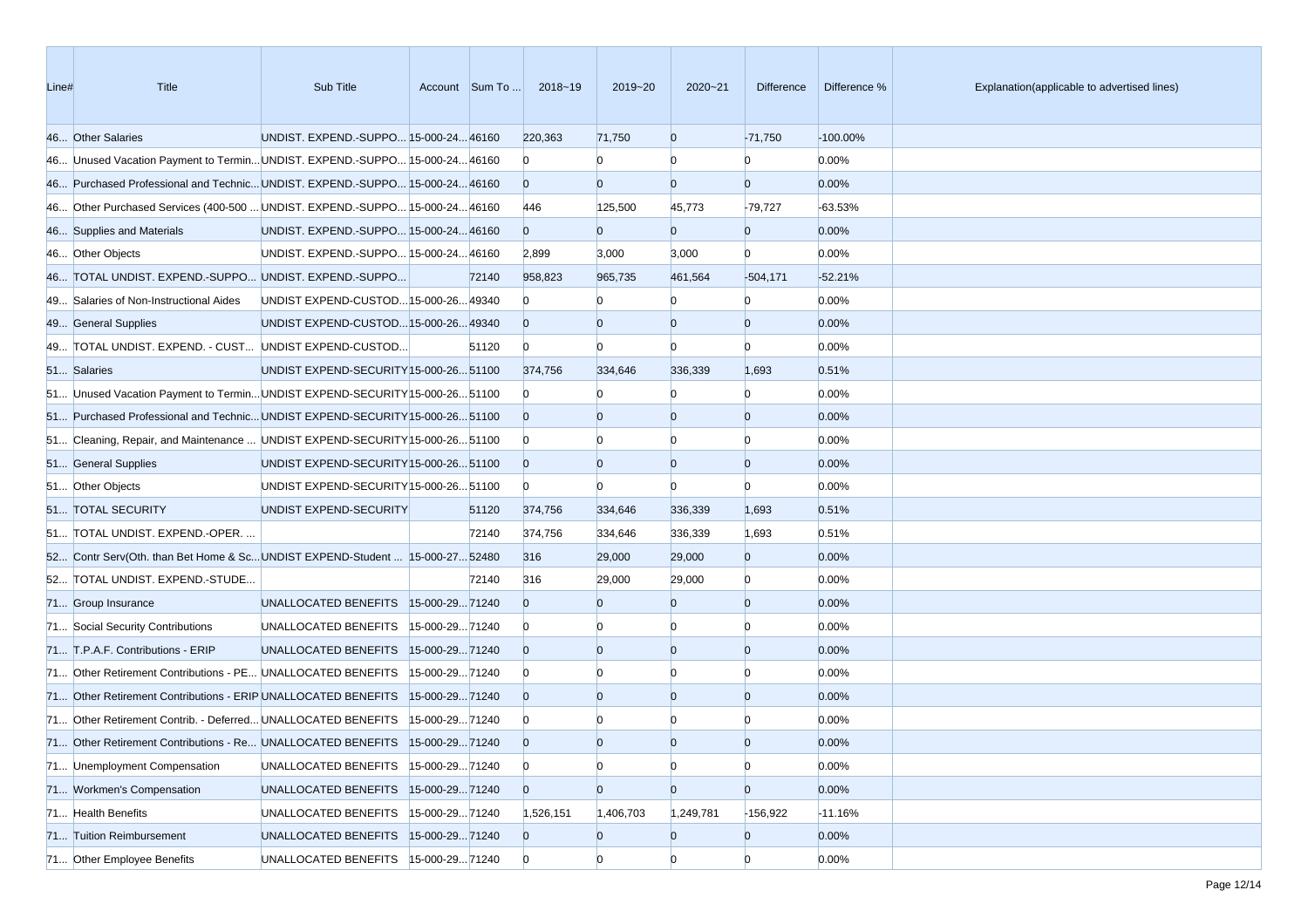| Line# | Title | Sub Title | Account | Sum To ... | 2018~19 | 2019~20 | 2020~21 | Difference | Difference % | Explanation(applicable to advertised lines) |
|---|---|---|---|---|---|---|---|---|---|---|
| 46... | Other Salaries | UNDIST. EXPEND.-SUPPO... | 15-000-24... | 46160 | 220,363 | 71,750 | 0 | -71,750 | -100.00% | |
| 46... | Unused Vacation Payment to Termin... | UNDIST. EXPEND.-SUPPO... | 15-000-24... | 46160 | 0 | 0 | 0 | 0 | 0.00% | |
| 46... | Purchased Professional and Technic... | UNDIST. EXPEND.-SUPPO... | 15-000-24... | 46160 | 0 | 0 | 0 | 0 | 0.00% | |
| 46... | Other Purchased Services (400-500 ... | UNDIST. EXPEND.-SUPPO... | 15-000-24... | 46160 | 446 | 125,500 | 45,773 | -79,727 | -63.53% | |
| 46... | Supplies and Materials | UNDIST. EXPEND.-SUPPO... | 15-000-24... | 46160 | 0 | 0 | 0 | 0 | 0.00% | |
| 46... | Other Objects | UNDIST. EXPEND.-SUPPO... | 15-000-24... | 46160 | 2,899 | 3,000 | 3,000 | 0 | 0.00% | |
| 46... | TOTAL UNDIST. EXPEND.-SUPPO... | UNDIST. EXPEND.-SUPPO... | | 72140 | 958,823 | 965,735 | 461,564 | -504,171 | -52.21% | |
| 49... | Salaries of Non-Instructional Aides | UNDIST EXPEND-CUSTOD... | 15-000-26... | 49340 | 0 | 0 | 0 | 0 | 0.00% | |
| 49... | General Supplies | UNDIST EXPEND-CUSTOD... | 15-000-26... | 49340 | 0 | 0 | 0 | 0 | 0.00% | |
| 49... | TOTAL UNDIST. EXPEND. - CUST... | UNDIST EXPEND-CUSTOD... | | 51120 | 0 | 0 | 0 | 0 | 0.00% | |
| 51... | Salaries | UNDIST EXPEND-SECURITY | 15-000-26... | 51100 | 374,756 | 334,646 | 336,339 | 1,693 | 0.51% | |
| 51... | Unused Vacation Payment to Termin... | UNDIST EXPEND-SECURITY | 15-000-26... | 51100 | 0 | 0 | 0 | 0 | 0.00% | |
| 51... | Purchased Professional and Technic... | UNDIST EXPEND-SECURITY | 15-000-26... | 51100 | 0 | 0 | 0 | 0 | 0.00% | |
| 51... | Cleaning, Repair, and Maintenance ... | UNDIST EXPEND-SECURITY | 15-000-26... | 51100 | 0 | 0 | 0 | 0 | 0.00% | |
| 51... | General Supplies | UNDIST EXPEND-SECURITY | 15-000-26... | 51100 | 0 | 0 | 0 | 0 | 0.00% | |
| 51... | Other Objects | UNDIST EXPEND-SECURITY | 15-000-26... | 51100 | 0 | 0 | 0 | 0 | 0.00% | |
| 51... | TOTAL SECURITY | UNDIST EXPEND-SECURITY | | 51120 | 374,756 | 334,646 | 336,339 | 1,693 | 0.51% | |
| 51... | TOTAL UNDIST. EXPEND.-OPER. ... | | | 72140 | 374,756 | 334,646 | 336,339 | 1,693 | 0.51% | |
| 52... | Contr Serv(Oth. than Bet Home & Sc... | UNDIST EXPEND-Student ... | 15-000-27... | 52480 | 316 | 29,000 | 29,000 | 0 | 0.00% | |
| 52... | TOTAL UNDIST. EXPEND.-STUDE... | | | 72140 | 316 | 29,000 | 29,000 | 0 | 0.00% | |
| 71... | Group Insurance | UNALLOCATED BENEFITS | 15-000-29... | 71240 | 0 | 0 | 0 | 0 | 0.00% | |
| 71... | Social Security Contributions | UNALLOCATED BENEFITS | 15-000-29... | 71240 | 0 | 0 | 0 | 0 | 0.00% | |
| 71... | T.P.A.F. Contributions - ERIP | UNALLOCATED BENEFITS | 15-000-29... | 71240 | 0 | 0 | 0 | 0 | 0.00% | |
| 71... | Other Retirement Contributions - PE... | UNALLOCATED BENEFITS | 15-000-29... | 71240 | 0 | 0 | 0 | 0 | 0.00% | |
| 71... | Other Retirement Contributions - ERIP | UNALLOCATED BENEFITS | 15-000-29... | 71240 | 0 | 0 | 0 | 0 | 0.00% | |
| 71... | Other Retirement Contrib. - Deferred... | UNALLOCATED BENEFITS | 15-000-29... | 71240 | 0 | 0 | 0 | 0 | 0.00% | |
| 71... | Other Retirement Contributions - Re... | UNALLOCATED BENEFITS | 15-000-29... | 71240 | 0 | 0 | 0 | 0 | 0.00% | |
| 71... | Unemployment Compensation | UNALLOCATED BENEFITS | 15-000-29... | 71240 | 0 | 0 | 0 | 0 | 0.00% | |
| 71... | Workmen's Compensation | UNALLOCATED BENEFITS | 15-000-29... | 71240 | 0 | 0 | 0 | 0 | 0.00% | |
| 71... | Health Benefits | UNALLOCATED BENEFITS | 15-000-29... | 71240 | 1,526,151 | 1,406,703 | 1,249,781 | -156,922 | -11.16% | |
| 71... | Tuition Reimbursement | UNALLOCATED BENEFITS | 15-000-29... | 71240 | 0 | 0 | 0 | 0 | 0.00% | |
| 71... | Other Employee Benefits | UNALLOCATED BENEFITS | 15-000-29... | 71240 | 0 | 0 | 0 | 0 | 0.00% | |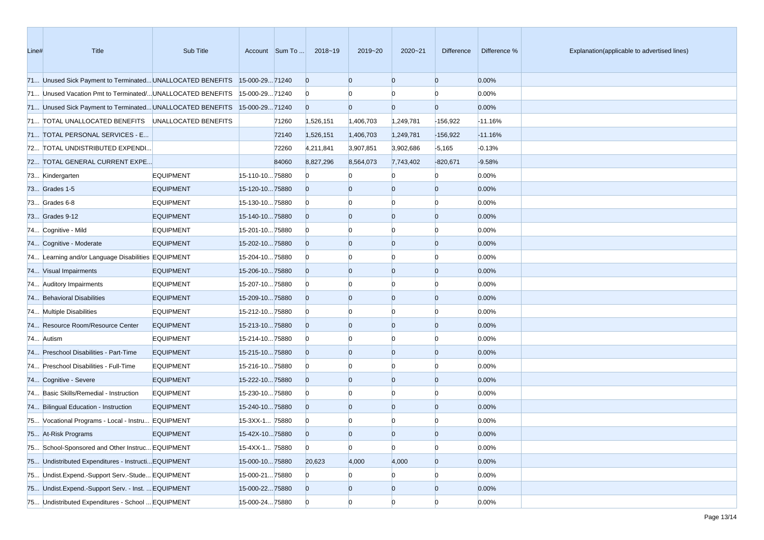| Line# | Title | Sub Title | Account | Sum To ... | 2018~19 | 2019~20 | 2020~21 | Difference | Difference % | Explanation(applicable to advertised lines) |
|---|---|---|---|---|---|---|---|---|---|---|
| 71... | Unused Sick Payment to Terminated... | UNALLOCATED BENEFITS | 15-000-29... | 71240 | 0 | 0 | 0 | 0 | 0.00% | |
| 71... | Unused Vacation Pmt to Terminated/... | UNALLOCATED BENEFITS | 15-000-29... | 71240 | 0 | 0 | 0 | 0 | 0.00% | |
| 71... | Unused Sick Payment to Terminated... | UNALLOCATED BENEFITS | 15-000-29... | 71240 | 0 | 0 | 0 | 0 | 0.00% | |
| 71... | TOTAL UNALLOCATED BENEFITS | UNALLOCATED BENEFITS | | 71260 | 1,526,151 | 1,406,703 | 1,249,781 | -156,922 | -11.16% | |
| 71... | TOTAL PERSONAL SERVICES - E... | | | 72140 | 1,526,151 | 1,406,703 | 1,249,781 | -156,922 | -11.16% | |
| 72... | TOTAL UNDISTRIBUTED EXPENDI... | | | 72260 | 4,211,841 | 3,907,851 | 3,902,686 | -5,165 | -0.13% | |
| 72... | TOTAL GENERAL CURRENT EXPE... | | | 84060 | 8,827,296 | 8,564,073 | 7,743,402 | -820,671 | -9.58% | |
| 73... | Kindergarten | EQUIPMENT | 15-110-10... | 75880 | 0 | 0 | 0 | 0 | 0.00% | |
| 73... | Grades 1-5 | EQUIPMENT | 15-120-10... | 75880 | 0 | 0 | 0 | 0 | 0.00% | |
| 73... | Grades 6-8 | EQUIPMENT | 15-130-10... | 75880 | 0 | 0 | 0 | 0 | 0.00% | |
| 73... | Grades 9-12 | EQUIPMENT | 15-140-10... | 75880 | 0 | 0 | 0 | 0 | 0.00% | |
| 74... | Cognitive - Mild | EQUIPMENT | 15-201-10... | 75880 | 0 | 0 | 0 | 0 | 0.00% | |
| 74... | Cognitive - Moderate | EQUIPMENT | 15-202-10... | 75880 | 0 | 0 | 0 | 0 | 0.00% | |
| 74... | Learning and/or Language Disabilities | EQUIPMENT | 15-204-10... | 75880 | 0 | 0 | 0 | 0 | 0.00% | |
| 74... | Visual Impairments | EQUIPMENT | 15-206-10... | 75880 | 0 | 0 | 0 | 0 | 0.00% | |
| 74... | Auditory Impairments | EQUIPMENT | 15-207-10... | 75880 | 0 | 0 | 0 | 0 | 0.00% | |
| 74... | Behavioral Disabilities | EQUIPMENT | 15-209-10... | 75880 | 0 | 0 | 0 | 0 | 0.00% | |
| 74... | Multiple Disabilities | EQUIPMENT | 15-212-10... | 75880 | 0 | 0 | 0 | 0 | 0.00% | |
| 74... | Resource Room/Resource Center | EQUIPMENT | 15-213-10... | 75880 | 0 | 0 | 0 | 0 | 0.00% | |
| 74... | Autism | EQUIPMENT | 15-214-10... | 75880 | 0 | 0 | 0 | 0 | 0.00% | |
| 74... | Preschool Disabilities - Part-Time | EQUIPMENT | 15-215-10... | 75880 | 0 | 0 | 0 | 0 | 0.00% | |
| 74... | Preschool Disabilities - Full-Time | EQUIPMENT | 15-216-10... | 75880 | 0 | 0 | 0 | 0 | 0.00% | |
| 74... | Cognitive - Severe | EQUIPMENT | 15-222-10... | 75880 | 0 | 0 | 0 | 0 | 0.00% | |
| 74... | Basic Skills/Remedial - Instruction | EQUIPMENT | 15-230-10... | 75880 | 0 | 0 | 0 | 0 | 0.00% | |
| 74... | Bilingual Education - Instruction | EQUIPMENT | 15-240-10... | 75880 | 0 | 0 | 0 | 0 | 0.00% | |
| 75... | Vocational Programs - Local - Instru... | EQUIPMENT | 15-3XX-1... | 75880 | 0 | 0 | 0 | 0 | 0.00% | |
| 75... | At-Risk Programs | EQUIPMENT | 15-42X-10... | 75880 | 0 | 0 | 0 | 0 | 0.00% | |
| 75... | School-Sponsored and Other Instruc... | EQUIPMENT | 15-4XX-1... | 75880 | 0 | 0 | 0 | 0 | 0.00% | |
| 75... | Undistributed Expenditures - Instructi... | EQUIPMENT | 15-000-10... | 75880 | 20,623 | 4,000 | 4,000 | 0 | 0.00% | |
| 75... | Undist.Expend.-Support Serv.-Stude... | EQUIPMENT | 15-000-21... | 75880 | 0 | 0 | 0 | 0 | 0.00% | |
| 75... | Undist.Expend.-Support Serv. - Inst. ... | EQUIPMENT | 15-000-22... | 75880 | 0 | 0 | 0 | 0 | 0.00% | |
| 75... | Undistributed Expenditures - School ... | EQUIPMENT | 15-000-24... | 75880 | 0 | 0 | 0 | 0 | 0.00% | |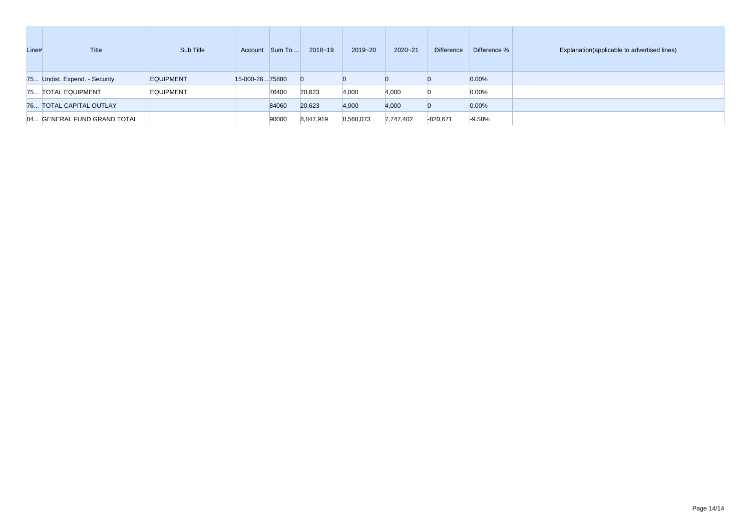| Line# | Title | Sub Title | Account | Sum To ... | 2018~19 | 2019~20 | 2020~21 | Difference | Difference % | Explanation(applicable to advertised lines) |
|---|---|---|---|---|---|---|---|---|---|---|
| 75... | Undist. Expend. - Security | EQUIPMENT | 15-000-26... | 75880 | 0 | 0 | 0 | 0 | 0.00% | |
| 75... | TOTAL EQUIPMENT | EQUIPMENT | | 76400 | 20,623 | 4,000 | 4,000 | 0 | 0.00% | |
| 76... | TOTAL CAPITAL OUTLAY | | | 84060 | 20,623 | 4,000 | 4,000 | 0 | 0.00% | |
| 84... | GENERAL FUND GRAND TOTAL | | | 90000 | 8,847,919 | 8,568,073 | 7,747,402 | -820,671 | -9.58% | |